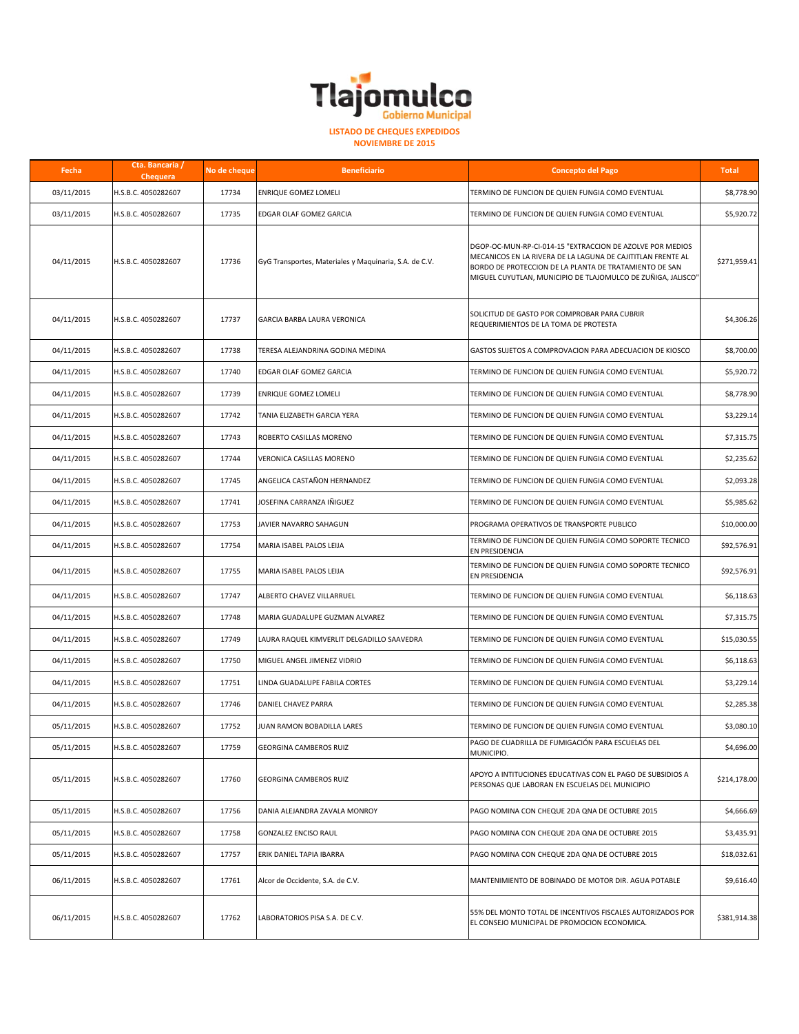# Tlajomulco
## Gobierno Municipal

**LISTADO DE CHEQUES EXPEDIDOS**
**NOVIEMBRE DE 2015**

| Fecha | Cta. Bancaria / Chequera | No de cheque | Beneficiario | Concepto del Pago | Total |
|---|---|---|---|---|---|
| 03/11/2015 | H.S.B.C. 4050282607 | 17734 | ENRIQUE GOMEZ LOMELI | TERMINO DE FUNCION DE QUIEN FUNGIA COMO EVENTUAL | $8,778.90 |
| 03/11/2015 | H.S.B.C. 4050282607 | 17735 | EDGAR OLAF GOMEZ GARCIA | TERMINO DE FUNCION DE QUIEN FUNGIA COMO EVENTUAL | $5,920.72 |
| 04/11/2015 | H.S.B.C. 4050282607 | 17736 | GyG Transportes, Materiales y Maquinaria, S.A. de C.V. | DGOP-OC-MUN-RP-CI-014-15 "EXTRACCION DE AZOLVE POR MEDIOS MECANICOS EN LA RIVERA DE LA LAGUNA DE CAJITITLAN FRENTE AL BORDO DE PROTECCION DE LA PLANTA DE TRATAMIENTO DE SAN MIGUEL CUYUTLAN, MUNICIPIO DE TLAJOMULCO DE ZUÑIGA, JALISCO" | $271,959.41 |
| 04/11/2015 | H.S.B.C. 4050282607 | 17737 | GARCIA BARBA LAURA VERONICA | SOLICITUD DE GASTO POR COMPROBAR PARA CUBRIR REQUERIMIENTOS DE LA TOMA DE PROTESTA | $4,306.26 |
| 04/11/2015 | H.S.B.C. 4050282607 | 17738 | TERESA ALEJANDRINA GODINA MEDINA | GASTOS SUJETOS A COMPROVACION PARA ADECUACION DE KIOSCO | $8,700.00 |
| 04/11/2015 | H.S.B.C. 4050282607 | 17740 | EDGAR OLAF GOMEZ GARCIA | TERMINO DE FUNCION DE QUIEN FUNGIA COMO EVENTUAL | $5,920.72 |
| 04/11/2015 | H.S.B.C. 4050282607 | 17739 | ENRIQUE GOMEZ LOMELI | TERMINO DE FUNCION DE QUIEN FUNGIA COMO EVENTUAL | $8,778.90 |
| 04/11/2015 | H.S.B.C. 4050282607 | 17742 | TANIA ELIZABETH GARCIA YERA | TERMINO DE FUNCION DE QUIEN FUNGIA COMO EVENTUAL | $3,229.14 |
| 04/11/2015 | H.S.B.C. 4050282607 | 17743 | ROBERTO CASILLAS MORENO | TERMINO DE FUNCION DE QUIEN FUNGIA COMO EVENTUAL | $7,315.75 |
| 04/11/2015 | H.S.B.C. 4050282607 | 17744 | VERONICA CASILLAS MORENO | TERMINO DE FUNCION DE QUIEN FUNGIA COMO EVENTUAL | $2,235.62 |
| 04/11/2015 | H.S.B.C. 4050282607 | 17745 | ANGELICA CASTAÑON HERNANDEZ | TERMINO DE FUNCION DE QUIEN FUNGIA COMO EVENTUAL | $2,093.28 |
| 04/11/2015 | H.S.B.C. 4050282607 | 17741 | JOSEFINA CARRANZA IÑIGUEZ | TERMINO DE FUNCION DE QUIEN FUNGIA COMO EVENTUAL | $5,985.62 |
| 04/11/2015 | H.S.B.C. 4050282607 | 17753 | JAVIER NAVARRO SAHAGUN | PROGRAMA OPERATIVOS DE TRANSPORTE PUBLICO | $10,000.00 |
| 04/11/2015 | H.S.B.C. 4050282607 | 17754 | MARIA ISABEL PALOS LEIJA | TERMINO DE FUNCION DE QUIEN FUNGIA COMO SOPORTE TECNICO EN PRESIDENCIA | $92,576.91 |
| 04/11/2015 | H.S.B.C. 4050282607 | 17755 | MARIA ISABEL PALOS LEIJA | TERMINO DE FUNCION DE QUIEN FUNGIA COMO SOPORTE TECNICO EN PRESIDENCIA | $92,576.91 |
| 04/11/2015 | H.S.B.C. 4050282607 | 17747 | ALBERTO CHAVEZ VILLARRUEL | TERMINO DE FUNCION DE QUIEN FUNGIA COMO EVENTUAL | $6,118.63 |
| 04/11/2015 | H.S.B.C. 4050282607 | 17748 | MARIA GUADALUPE GUZMAN ALVAREZ | TERMINO DE FUNCION DE QUIEN FUNGIA COMO EVENTUAL | $7,315.75 |
| 04/11/2015 | H.S.B.C. 4050282607 | 17749 | LAURA RAQUEL KIMVERLIT DELGADILLO SAAVEDRA | TERMINO DE FUNCION DE QUIEN FUNGIA COMO EVENTUAL | $15,030.55 |
| 04/11/2015 | H.S.B.C. 4050282607 | 17750 | MIGUEL ANGEL JIMENEZ VIDRIO | TERMINO DE FUNCION DE QUIEN FUNGIA COMO EVENTUAL | $6,118.63 |
| 04/11/2015 | H.S.B.C. 4050282607 | 17751 | LINDA GUADALUPE FABILA CORTES | TERMINO DE FUNCION DE QUIEN FUNGIA COMO EVENTUAL | $3,229.14 |
| 04/11/2015 | H.S.B.C. 4050282607 | 17746 | DANIEL CHAVEZ PARRA | TERMINO DE FUNCION DE QUIEN FUNGIA COMO EVENTUAL | $2,285.38 |
| 05/11/2015 | H.S.B.C. 4050282607 | 17752 | JUAN RAMON BOBADILLA LARES | TERMINO DE FUNCION DE QUIEN FUNGIA COMO EVENTUAL | $3,080.10 |
| 05/11/2015 | H.S.B.C. 4050282607 | 17759 | GEORGINA CAMBEROS RUIZ | PAGO DE CUADRILLA DE FUMIGACIÓN PARA ESCUELAS DEL MUNICIPIO. | $4,696.00 |
| 05/11/2015 | H.S.B.C. 4050282607 | 17760 | GEORGINA CAMBEROS RUIZ | APOYO A INTITUCIONES EDUCATIVAS CON EL PAGO DE SUBSIDIOS A PERSONAS QUE LABORAN EN ESCUELAS DEL MUNICIPIO | $214,178.00 |
| 05/11/2015 | H.S.B.C. 4050282607 | 17756 | DANIA ALEJANDRA ZAVALA MONROY | PAGO NOMINA CON CHEQUE 2DA QNA DE OCTUBRE 2015 | $4,666.69 |
| 05/11/2015 | H.S.B.C. 4050282607 | 17758 | GONZALEZ ENCISO RAUL | PAGO NOMINA CON CHEQUE 2DA QNA DE OCTUBRE 2015 | $3,435.91 |
| 05/11/2015 | H.S.B.C. 4050282607 | 17757 | ERIK DANIEL TAPIA IBARRA | PAGO NOMINA CON CHEQUE 2DA QNA DE OCTUBRE 2015 | $18,032.61 |
| 06/11/2015 | H.S.B.C. 4050282607 | 17761 | Alcor de Occidente, S.A. de C.V. | MANTENIMIENTO DE BOBINADO DE MOTOR DIR. AGUA POTABLE | $9,616.40 |
| 06/11/2015 | H.S.B.C. 4050282607 | 17762 | LABORATORIOS PISA S.A. DE C.V. | 55% DEL MONTO TOTAL DE INCENTIVOS FISCALES AUTORIZADOS POR EL CONSEJO MUNICIPAL DE PROMOCION ECONOMICA. | $381,914.38 |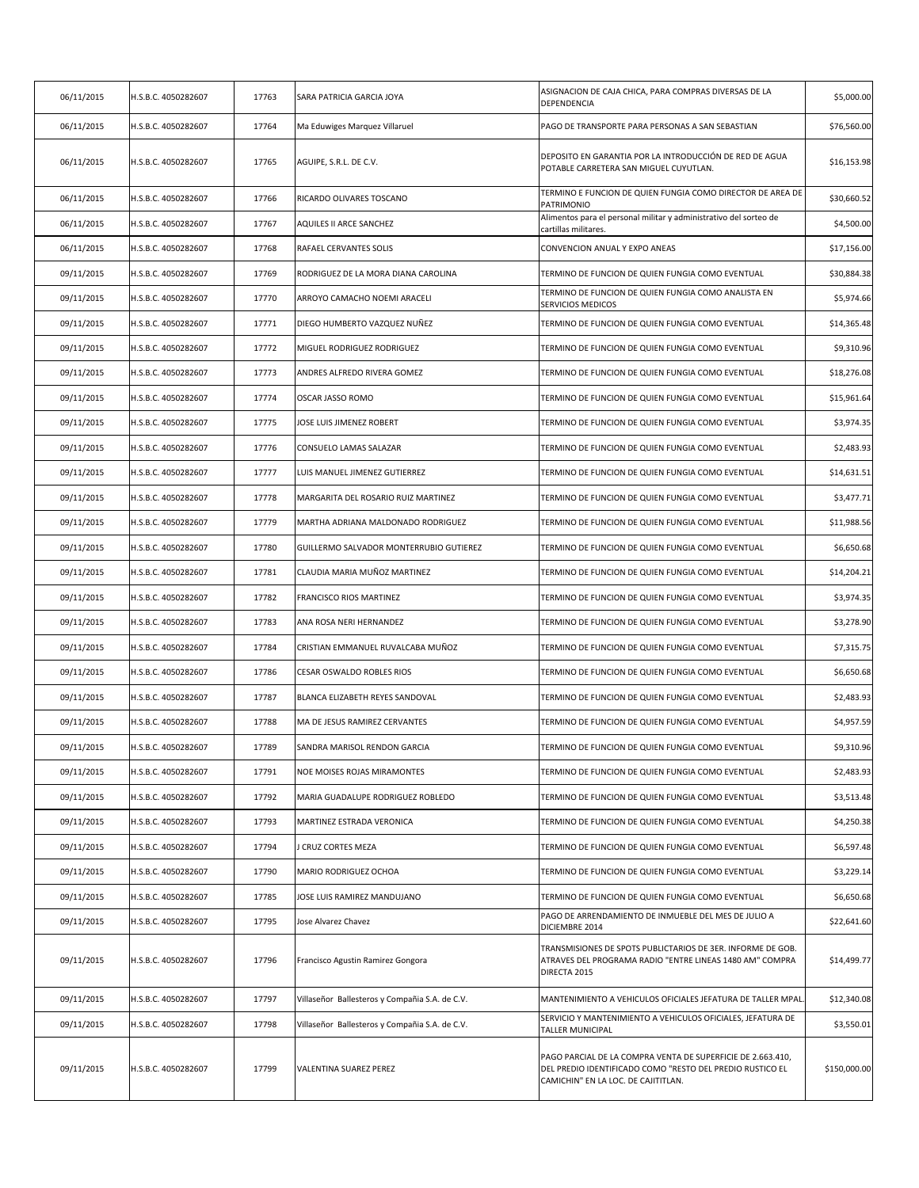| | | | | | |
|---|---|---|---|---|---|
| 06/11/2015 | H.S.B.C. 4050282607 | 17763 | SARA PATRICIA GARCIA JOYA | ASIGNACION DE CAJA CHICA, PARA COMPRAS DIVERSAS DE LA DEPENDENCIA | $5,000.00 |
| 06/11/2015 | H.S.B.C. 4050282607 | 17764 | Ma Eduwiges Marquez Villaruel | PAGO DE TRANSPORTE PARA PERSONAS A SAN SEBASTIAN | $76,560.00 |
| 06/11/2015 | H.S.B.C. 4050282607 | 17765 | AGUIPE, S.R.L. DE C.V. | DEPOSITO EN GARANTIA POR LA INTRODUCCIÓN DE RED DE AGUA POTABLE CARRETERA SAN MIGUEL CUYUTLAN. | $16,153.98 |
| 06/11/2015 | H.S.B.C. 4050282607 | 17766 | RICARDO OLIVARES TOSCANO | TERMINO E FUNCION DE QUIEN FUNGIA COMO DIRECTOR DE AREA DE PATRIMONIO | $30,660.52 |
| 06/11/2015 | H.S.B.C. 4050282607 | 17767 | AQUILES II ARCE SANCHEZ | Alimentos para el personal militar y administrativo del sorteo de cartillas militares. | $4,500.00 |
| 06/11/2015 | H.S.B.C. 4050282607 | 17768 | RAFAEL CERVANTES SOLIS | CONVENCION ANUAL Y EXPO ANEAS | $17,156.00 |
| 09/11/2015 | H.S.B.C. 4050282607 | 17769 | RODRIGUEZ DE LA MORA DIANA CAROLINA | TERMINO DE FUNCION DE QUIEN FUNGIA COMO EVENTUAL | $30,884.38 |
| 09/11/2015 | H.S.B.C. 4050282607 | 17770 | ARROYO CAMACHO NOEMI ARACELI | TERMINO DE FUNCION DE QUIEN FUNGIA COMO ANALISTA EN SERVICIOS MEDICOS | $5,974.66 |
| 09/11/2015 | H.S.B.C. 4050282607 | 17771 | DIEGO HUMBERTO VAZQUEZ NUÑEZ | TERMINO DE FUNCION DE QUIEN FUNGIA COMO EVENTUAL | $14,365.48 |
| 09/11/2015 | H.S.B.C. 4050282607 | 17772 | MIGUEL RODRIGUEZ RODRIGUEZ | TERMINO DE FUNCION DE QUIEN FUNGIA COMO EVENTUAL | $9,310.96 |
| 09/11/2015 | H.S.B.C. 4050282607 | 17773 | ANDRES ALFREDO RIVERA GOMEZ | TERMINO DE FUNCION DE QUIEN FUNGIA COMO EVENTUAL | $18,276.08 |
| 09/11/2015 | H.S.B.C. 4050282607 | 17774 | OSCAR JASSO ROMO | TERMINO DE FUNCION DE QUIEN FUNGIA COMO EVENTUAL | $15,961.64 |
| 09/11/2015 | H.S.B.C. 4050282607 | 17775 | JOSE LUIS JIMENEZ ROBERT | TERMINO DE FUNCION DE QUIEN FUNGIA COMO EVENTUAL | $3,974.35 |
| 09/11/2015 | H.S.B.C. 4050282607 | 17776 | CONSUELO LAMAS SALAZAR | TERMINO DE FUNCION DE QUIEN FUNGIA COMO EVENTUAL | $2,483.93 |
| 09/11/2015 | H.S.B.C. 4050282607 | 17777 | LUIS MANUEL JIMENEZ GUTIERREZ | TERMINO DE FUNCION DE QUIEN FUNGIA COMO EVENTUAL | $14,631.51 |
| 09/11/2015 | H.S.B.C. 4050282607 | 17778 | MARGARITA DEL ROSARIO RUIZ MARTINEZ | TERMINO DE FUNCION DE QUIEN FUNGIA COMO EVENTUAL | $3,477.71 |
| 09/11/2015 | H.S.B.C. 4050282607 | 17779 | MARTHA ADRIANA MALDONADO RODRIGUEZ | TERMINO DE FUNCION DE QUIEN FUNGIA COMO EVENTUAL | $11,988.56 |
| 09/11/2015 | H.S.B.C. 4050282607 | 17780 | GUILLERMO SALVADOR MONTERRUBIO GUTIEREZ | TERMINO DE FUNCION DE QUIEN FUNGIA COMO EVENTUAL | $6,650.68 |
| 09/11/2015 | H.S.B.C. 4050282607 | 17781 | CLAUDIA MARIA MUÑOZ MARTINEZ | TERMINO DE FUNCION DE QUIEN FUNGIA COMO EVENTUAL | $14,204.21 |
| 09/11/2015 | H.S.B.C. 4050282607 | 17782 | FRANCISCO RIOS MARTINEZ | TERMINO DE FUNCION DE QUIEN FUNGIA COMO EVENTUAL | $3,974.35 |
| 09/11/2015 | H.S.B.C. 4050282607 | 17783 | ANA ROSA NERI HERNANDEZ | TERMINO DE FUNCION DE QUIEN FUNGIA COMO EVENTUAL | $3,278.90 |
| 09/11/2015 | H.S.B.C. 4050282607 | 17784 | CRISTIAN EMMANUEL RUVALCABA MUÑOZ | TERMINO DE FUNCION DE QUIEN FUNGIA COMO EVENTUAL | $7,315.75 |
| 09/11/2015 | H.S.B.C. 4050282607 | 17786 | CESAR OSWALDO ROBLES RIOS | TERMINO DE FUNCION DE QUIEN FUNGIA COMO EVENTUAL | $6,650.68 |
| 09/11/2015 | H.S.B.C. 4050282607 | 17787 | BLANCA ELIZABETH REYES SANDOVAL | TERMINO DE FUNCION DE QUIEN FUNGIA COMO EVENTUAL | $2,483.93 |
| 09/11/2015 | H.S.B.C. 4050282607 | 17788 | MA DE JESUS RAMIREZ CERVANTES | TERMINO DE FUNCION DE QUIEN FUNGIA COMO EVENTUAL | $4,957.59 |
| 09/11/2015 | H.S.B.C. 4050282607 | 17789 | SANDRA MARISOL RENDON GARCIA | TERMINO DE FUNCION DE QUIEN FUNGIA COMO EVENTUAL | $9,310.96 |
| 09/11/2015 | H.S.B.C. 4050282607 | 17791 | NOE MOISES ROJAS MIRAMONTES | TERMINO DE FUNCION DE QUIEN FUNGIA COMO EVENTUAL | $2,483.93 |
| 09/11/2015 | H.S.B.C. 4050282607 | 17792 | MARIA GUADALUPE RODRIGUEZ ROBLEDO | TERMINO DE FUNCION DE QUIEN FUNGIA COMO EVENTUAL | $3,513.48 |
| 09/11/2015 | H.S.B.C. 4050282607 | 17793 | MARTINEZ ESTRADA VERONICA | TERMINO DE FUNCION DE QUIEN FUNGIA COMO EVENTUAL | $4,250.38 |
| 09/11/2015 | H.S.B.C. 4050282607 | 17794 | J CRUZ CORTES MEZA | TERMINO DE FUNCION DE QUIEN FUNGIA COMO EVENTUAL | $6,597.48 |
| 09/11/2015 | H.S.B.C. 4050282607 | 17790 | MARIO RODRIGUEZ OCHOA | TERMINO DE FUNCION DE QUIEN FUNGIA COMO EVENTUAL | $3,229.14 |
| 09/11/2015 | H.S.B.C. 4050282607 | 17785 | JOSE LUIS RAMIREZ MANDUJANO | TERMINO DE FUNCION DE QUIEN FUNGIA COMO EVENTUAL | $6,650.68 |
| 09/11/2015 | H.S.B.C. 4050282607 | 17795 | Jose Alvarez Chavez | PAGO DE ARRENDAMIENTO DE INMUEBLE DEL MES DE JULIO A DICIEMBRE 2014 | $22,641.60 |
| 09/11/2015 | H.S.B.C. 4050282607 | 17796 | Francisco Agustin Ramirez Gongora | TRANSMISIONES DE SPOTS PUBLICITARIOS DE 3ER. INFORME DE GOB. ATRAVES DEL PROGRAMA RADIO "ENTRE LINEAS 1480 AM" COMPRA DIRECTA 2015 | $14,499.77 |
| 09/11/2015 | H.S.B.C. 4050282607 | 17797 | Villaseñor Ballesteros y Compañia S.A. de C.V. | MANTENIMIENTO A VEHICULOS OFICIALES JEFATURA DE TALLER MPAL. | $12,340.08 |
| 09/11/2015 | H.S.B.C. 4050282607 | 17798 | Villaseñor Ballesteros y Compañia S.A. de C.V. | SERVICIO Y MANTENIMIENTO A VEHICULOS OFICIALES, JEFATURA DE TALLER MUNICIPAL | $3,550.01 |
| 09/11/2015 | H.S.B.C. 4050282607 | 17799 | VALENTINA SUAREZ PEREZ | PAGO PARCIAL DE LA COMPRA VENTA DE SUPERFICIE DE 2.663.410, DEL PREDIO IDENTIFICADO COMO "RESTO DEL PREDIO RUSTICO EL CAMICHIN" EN LA LOC. DE CAJITITLAN. | $150,000.00 |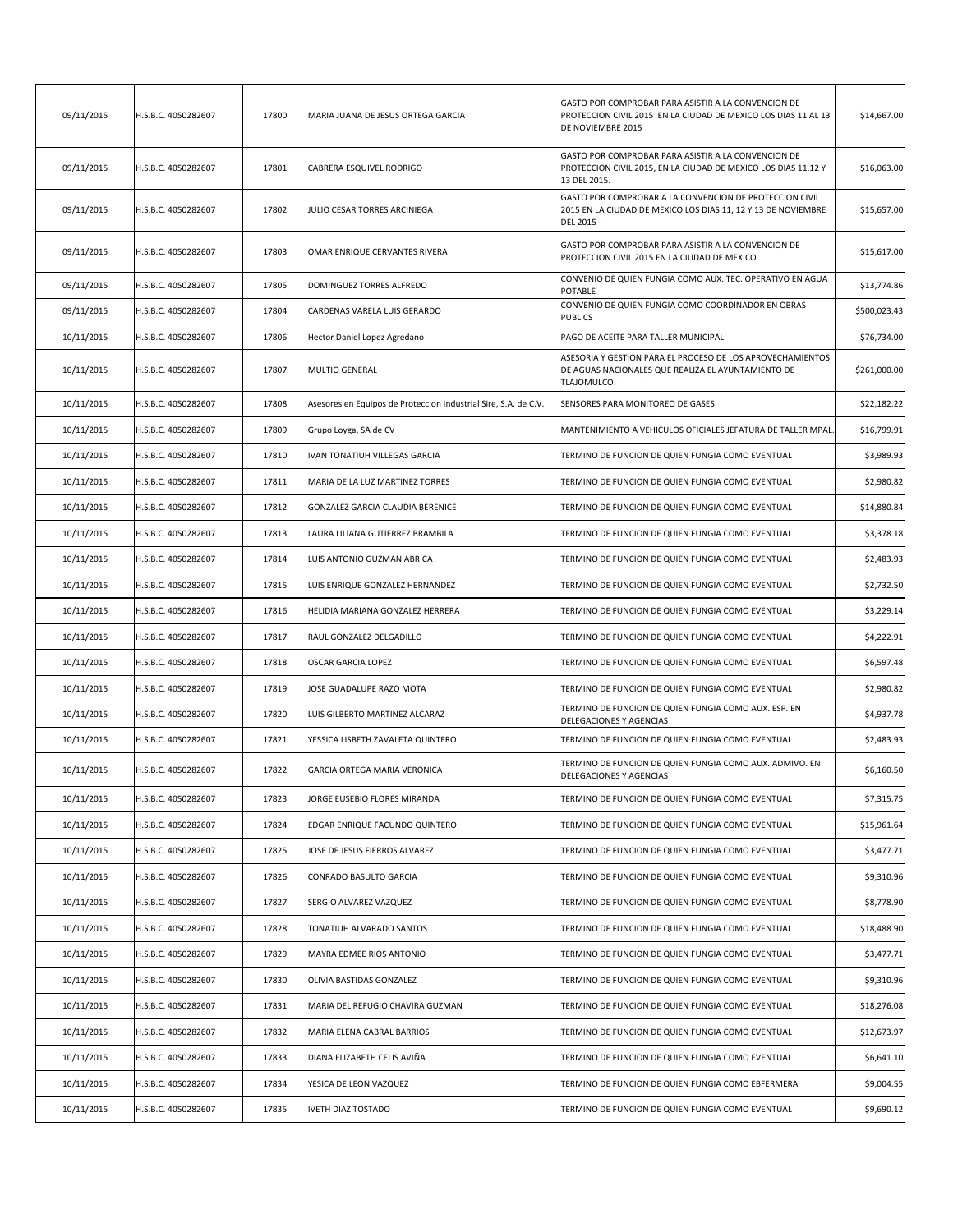| | | | | | |
|---|---|---|---|---|---|
| 09/11/2015 | H.S.B.C. 4050282607 | 17800 | MARIA JUANA DE JESUS ORTEGA GARCIA | GASTO POR COMPROBAR PARA ASISTIR A LA CONVENCION DE PROTECCION CIVIL 2015 EN LA CIUDAD DE MEXICO LOS DIAS 11 AL 13 DE NOVIEMBRE 2015 | $14,667.00 |
| 09/11/2015 | H.S.B.C. 4050282607 | 17801 | CABRERA ESQUIVEL RODRIGO | GASTO POR COMPROBAR PARA ASISTIR A LA CONVENCION DE PROTECCION CIVIL 2015, EN LA CIUDAD DE MEXICO LOS DIAS 11,12 Y 13 DEL 2015. | $16,063.00 |
| 09/11/2015 | H.S.B.C. 4050282607 | 17802 | JULIO CESAR TORRES ARCINIEGA | GASTO POR COMPROBAR A LA CONVENCION DE PROTECCION CIVIL 2015 EN LA CIUDAD DE MEXICO LOS DIAS 11, 12 Y 13 DE NOVIEMBRE DEL 2015 | $15,657.00 |
| 09/11/2015 | H.S.B.C. 4050282607 | 17803 | OMAR ENRIQUE CERVANTES RIVERA | GASTO POR COMPROBAR PARA ASISTIR A LA CONVENCION DE PROTECCION CIVIL 2015 EN LA CIUDAD DE MEXICO | $15,617.00 |
| 09/11/2015 | H.S.B.C. 4050282607 | 17805 | DOMINGUEZ TORRES ALFREDO | CONVENIO DE QUIEN FUNGIA COMO AUX. TEC. OPERATIVO EN AGUA POTABLE | $13,774.86 |
| 09/11/2015 | H.S.B.C. 4050282607 | 17804 | CARDENAS VARELA LUIS GERARDO | CONVENIO DE QUIEN FUNGIA COMO COORDINADOR EN OBRAS PUBLICS | $500,023.43 |
| 10/11/2015 | H.S.B.C. 4050282607 | 17806 | Hector Daniel Lopez Agredano | PAGO DE ACEITE PARA TALLER MUNICIPAL | $76,734.00 |
| 10/11/2015 | H.S.B.C. 4050282607 | 17807 | MULTIO GENERAL | ASESORIA Y GESTION PARA EL PROCESO DE LOS APROVECHAMIENTOS DE AGUAS NACIONALES QUE REALIZA EL AYUNTAMIENTO DE TLAJOMULCO. | $261,000.00 |
| 10/11/2015 | H.S.B.C. 4050282607 | 17808 | Asesores en Equipos de Proteccion Industrial Sire, S.A. de C.V. | SENSORES PARA MONITOREO DE GASES | $22,182.22 |
| 10/11/2015 | H.S.B.C. 4050282607 | 17809 | Grupo Loyga, SA de CV | MANTENIMIENTO A VEHICULOS OFICIALES JEFATURA DE TALLER MPAL. | $16,799.91 |
| 10/11/2015 | H.S.B.C. 4050282607 | 17810 | IVAN TONATIUH VILLEGAS GARCIA | TERMINO DE FUNCION DE QUIEN FUNGIA COMO EVENTUAL | $3,989.93 |
| 10/11/2015 | H.S.B.C. 4050282607 | 17811 | MARIA DE LA LUZ MARTINEZ TORRES | TERMINO DE FUNCION DE QUIEN FUNGIA COMO EVENTUAL | $2,980.82 |
| 10/11/2015 | H.S.B.C. 4050282607 | 17812 | GONZALEZ GARCIA CLAUDIA BERENICE | TERMINO DE FUNCION DE QUIEN FUNGIA COMO EVENTUAL | $14,880.84 |
| 10/11/2015 | H.S.B.C. 4050282607 | 17813 | LAURA LILIANA GUTIERREZ BRAMBILA | TERMINO DE FUNCION DE QUIEN FUNGIA COMO EVENTUAL | $3,378.18 |
| 10/11/2015 | H.S.B.C. 4050282607 | 17814 | LUIS ANTONIO GUZMAN ABRICA | TERMINO DE FUNCION DE QUIEN FUNGIA COMO EVENTUAL | $2,483.93 |
| 10/11/2015 | H.S.B.C. 4050282607 | 17815 | LUIS ENRIQUE GONZALEZ HERNANDEZ | TERMINO DE FUNCION DE QUIEN FUNGIA COMO EVENTUAL | $2,732.50 |
| 10/11/2015 | H.S.B.C. 4050282607 | 17816 | HELIDIA MARIANA GONZALEZ HERRERA | TERMINO DE FUNCION DE QUIEN FUNGIA COMO EVENTUAL | $3,229.14 |
| 10/11/2015 | H.S.B.C. 4050282607 | 17817 | RAUL GONZALEZ DELGADILLO | TERMINO DE FUNCION DE QUIEN FUNGIA COMO EVENTUAL | $4,222.91 |
| 10/11/2015 | H.S.B.C. 4050282607 | 17818 | OSCAR GARCIA LOPEZ | TERMINO DE FUNCION DE QUIEN FUNGIA COMO EVENTUAL | $6,597.48 |
| 10/11/2015 | H.S.B.C. 4050282607 | 17819 | JOSE GUADALUPE RAZO MOTA | TERMINO DE FUNCION DE QUIEN FUNGIA COMO EVENTUAL | $2,980.82 |
| 10/11/2015 | H.S.B.C. 4050282607 | 17820 | LUIS GILBERTO MARTINEZ ALCARAZ | TERMINO DE FUNCION DE QUIEN FUNGIA COMO AUX. ESP. EN DELEGACIONES Y AGENCIAS | $4,937.78 |
| 10/11/2015 | H.S.B.C. 4050282607 | 17821 | YESSICA LISBETH ZAVALETA QUINTERO | TERMINO DE FUNCION DE QUIEN FUNGIA COMO EVENTUAL | $2,483.93 |
| 10/11/2015 | H.S.B.C. 4050282607 | 17822 | GARCIA ORTEGA MARIA VERONICA | TERMINO DE FUNCION DE QUIEN FUNGIA COMO AUX. ADMIVO. EN DELEGACIONES Y AGENCIAS | $6,160.50 |
| 10/11/2015 | H.S.B.C. 4050282607 | 17823 | JORGE EUSEBIO FLORES MIRANDA | TERMINO DE FUNCION DE QUIEN FUNGIA COMO EVENTUAL | $7,315.75 |
| 10/11/2015 | H.S.B.C. 4050282607 | 17824 | EDGAR ENRIQUE FACUNDO QUINTERO | TERMINO DE FUNCION DE QUIEN FUNGIA COMO EVENTUAL | $15,961.64 |
| 10/11/2015 | H.S.B.C. 4050282607 | 17825 | JOSE DE JESUS FIERROS ALVAREZ | TERMINO DE FUNCION DE QUIEN FUNGIA COMO EVENTUAL | $3,477.71 |
| 10/11/2015 | H.S.B.C. 4050282607 | 17826 | CONRADO BASULTO GARCIA | TERMINO DE FUNCION DE QUIEN FUNGIA COMO EVENTUAL | $9,310.96 |
| 10/11/2015 | H.S.B.C. 4050282607 | 17827 | SERGIO ALVAREZ VAZQUEZ | TERMINO DE FUNCION DE QUIEN FUNGIA COMO EVENTUAL | $8,778.90 |
| 10/11/2015 | H.S.B.C. 4050282607 | 17828 | TONATIUH ALVARADO SANTOS | TERMINO DE FUNCION DE QUIEN FUNGIA COMO EVENTUAL | $18,488.90 |
| 10/11/2015 | H.S.B.C. 4050282607 | 17829 | MAYRA EDMEE RIOS ANTONIO | TERMINO DE FUNCION DE QUIEN FUNGIA COMO EVENTUAL | $3,477.71 |
| 10/11/2015 | H.S.B.C. 4050282607 | 17830 | OLIVIA BASTIDAS GONZALEZ | TERMINO DE FUNCION DE QUIEN FUNGIA COMO EVENTUAL | $9,310.96 |
| 10/11/2015 | H.S.B.C. 4050282607 | 17831 | MARIA DEL REFUGIO CHAVIRA GUZMAN | TERMINO DE FUNCION DE QUIEN FUNGIA COMO EVENTUAL | $18,276.08 |
| 10/11/2015 | H.S.B.C. 4050282607 | 17832 | MARIA ELENA CABRAL BARRIOS | TERMINO DE FUNCION DE QUIEN FUNGIA COMO EVENTUAL | $12,673.97 |
| 10/11/2015 | H.S.B.C. 4050282607 | 17833 | DIANA ELIZABETH CELIS AVIÑA | TERMINO DE FUNCION DE QUIEN FUNGIA COMO EVENTUAL | $6,641.10 |
| 10/11/2015 | H.S.B.C. 4050282607 | 17834 | YESICA DE LEON VAZQUEZ | TERMINO DE FUNCION DE QUIEN FUNGIA COMO EBFERMERA | $9,004.55 |
| 10/11/2015 | H.S.B.C. 4050282607 | 17835 | IVETH DIAZ TOSTADO | TERMINO DE FUNCION DE QUIEN FUNGIA COMO EVENTUAL | $9,690.12 |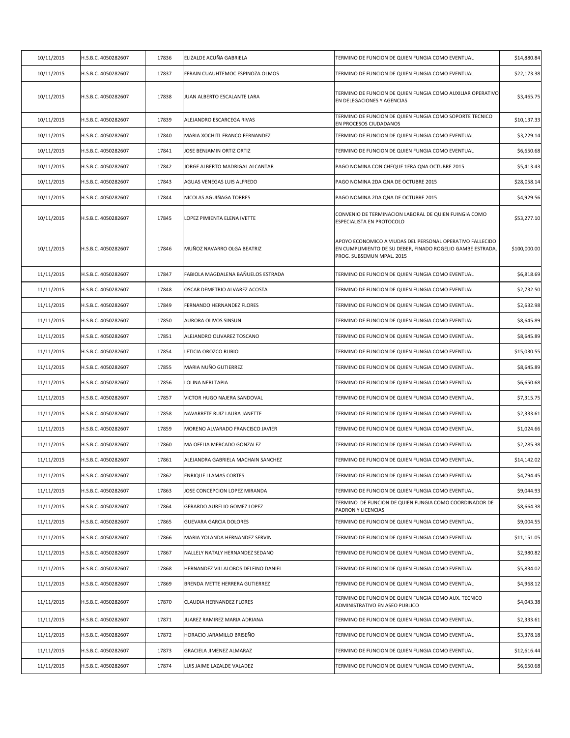| | | | | | |
|---|---|---|---|---|---|
| 10/11/2015 | H.S.B.C. 4050282607 | 17836 | ELIZALDE ACUÑA GABRIELA | TERMINO DE FUNCION DE QUIEN FUNGIA COMO EVENTUAL | $14,880.84 |
| 10/11/2015 | H.S.B.C. 4050282607 | 17837 | EFRAIN CUAUHTEMOC ESPINOZA OLMOS | TERMINO DE FUNCION DE QUIEN FUNGIA COMO EVENTUAL | $22,173.38 |
| 10/11/2015 | H.S.B.C. 4050282607 | 17838 | JUAN ALBERTO ESCALANTE LARA | TERMINO DE FUNCION DE QUIEN FUNGIA COMO AUXILIAR OPERATIVO EN DELEGACIONES Y AGENCIAS | $3,465.75 |
| 10/11/2015 | H.S.B.C. 4050282607 | 17839 | ALEJANDRO ESCARCEGA RIVAS | TERMINO DE FUNCION DE QUIEN FUNGIA COMO SOPORTE TECNICO EN PROCESOS CIUDADANOS | $10,137.33 |
| 10/11/2015 | H.S.B.C. 4050282607 | 17840 | MARIA XOCHITL FRANCO FERNANDEZ | TERMINO DE FUNCION DE QUIEN FUNGIA COMO EVENTUAL | $3,229.14 |
| 10/11/2015 | H.S.B.C. 4050282607 | 17841 | JOSE BENJAMIN ORTIZ ORTIZ | TERMINO DE FUNCION DE QUIEN FUNGIA COMO EVENTUAL | $6,650.68 |
| 10/11/2015 | H.S.B.C. 4050282607 | 17842 | JORGE ALBERTO MADRIGAL ALCANTAR | PAGO NOMINA CON CHEQUE 1ERA QNA OCTUBRE 2015 | $5,413.43 |
| 10/11/2015 | H.S.B.C. 4050282607 | 17843 | AGUAS VENEGAS LUIS ALFREDO | PAGO NOMINA 2DA QNA DE OCTUBRE 2015 | $28,058.14 |
| 10/11/2015 | H.S.B.C. 4050282607 | 17844 | NICOLAS AGUIÑAGA TORRES | PAGO NOMINA 2DA QNA DE OCTUBRE 2015 | $4,929.56 |
| 10/11/2015 | H.S.B.C. 4050282607 | 17845 | LOPEZ PIMIENTA ELENA IVETTE | CONVENIO DE TERMINACION LABORAL DE QUIEN FUINGIA COMO ESPECIALISTA EN PROTOCOLO | $53,277.10 |
| 10/11/2015 | H.S.B.C. 4050282607 | 17846 | MUÑOZ NAVARRO OLGA BEATRIZ | APOYO ECONOMICO A VIUDAS DEL PERSONAL OPERATIVO FALLECIDO EN CUMPLIMIENTO DE SU DEBER, FINADO ROGELIO GAMBE ESTRADA, PROG. SUBSEMUN MPAL. 2015 | $100,000.00 |
| 11/11/2015 | H.S.B.C. 4050282607 | 17847 | FABIOLA MAGDALENA BAÑUELOS ESTRADA | TERMINO DE FUNCION DE QUIEN FUNGIA COMO EVENTUAL | $6,818.69 |
| 11/11/2015 | H.S.B.C. 4050282607 | 17848 | OSCAR DEMETRIO ALVAREZ ACOSTA | TERMINO DE FUNCION DE QUIEN FUNGIA COMO EVENTUAL | $2,732.50 |
| 11/11/2015 | H.S.B.C. 4050282607 | 17849 | FERNANDO HERNANDEZ FLORES | TERMINO DE FUNCION DE QUIEN FUNGIA COMO EVENTUAL | $2,632.98 |
| 11/11/2015 | H.S.B.C. 4050282607 | 17850 | AURORA OLIVOS SINSUN | TERMINO DE FUNCION DE QUIEN FUNGIA COMO EVENTUAL | $8,645.89 |
| 11/11/2015 | H.S.B.C. 4050282607 | 17851 | ALEJANDRO OLIVAREZ TOSCANO | TERMINO DE FUNCION DE QUIEN FUNGIA COMO EVENTUAL | $8,645.89 |
| 11/11/2015 | H.S.B.C. 4050282607 | 17854 | LETICIA OROZCO RUBIO | TERMINO DE FUNCION DE QUIEN FUNGIA COMO EVENTUAL | $15,030.55 |
| 11/11/2015 | H.S.B.C. 4050282607 | 17855 | MARIA NUÑO GUTIERREZ | TERMINO DE FUNCION DE QUIEN FUNGIA COMO EVENTUAL | $8,645.89 |
| 11/11/2015 | H.S.B.C. 4050282607 | 17856 | LOLINA NERI TAPIA | TERMINO DE FUNCION DE QUIEN FUNGIA COMO EVENTUAL | $6,650.68 |
| 11/11/2015 | H.S.B.C. 4050282607 | 17857 | VICTOR HUGO NAJERA SANDOVAL | TERMINO DE FUNCION DE QUIEN FUNGIA COMO EVENTUAL | $7,315.75 |
| 11/11/2015 | H.S.B.C. 4050282607 | 17858 | NAVARRETE RUIZ LAURA JANETTE | TERMINO DE FUNCION DE QUIEN FUNGIA COMO EVENTUAL | $2,333.61 |
| 11/11/2015 | H.S.B.C. 4050282607 | 17859 | MORENO ALVARADO FRANCISCO JAVIER | TERMINO DE FUNCION DE QUIEN FUNGIA COMO EVENTUAL | $1,024.66 |
| 11/11/2015 | H.S.B.C. 4050282607 | 17860 | MA OFELIA MERCADO GONZALEZ | TERMINO DE FUNCION DE QUIEN FUNGIA COMO EVENTUAL | $2,285.38 |
| 11/11/2015 | H.S.B.C. 4050282607 | 17861 | ALEJANDRA GABRIELA MACHAIN SANCHEZ | TERMINO DE FUNCION DE QUIEN FUNGIA COMO EVENTUAL | $14,142.02 |
| 11/11/2015 | H.S.B.C. 4050282607 | 17862 | ENRIQUE LLAMAS CORTES | TERMINO DE FUNCION DE QUIEN FUNGIA COMO EVENTUAL | $4,794.45 |
| 11/11/2015 | H.S.B.C. 4050282607 | 17863 | JOSE CONCEPCION LOPEZ MIRANDA | TERMINO DE FUNCION DE QUIEN FUNGIA COMO EVENTUAL | $9,044.93 |
| 11/11/2015 | H.S.B.C. 4050282607 | 17864 | GERARDO AURELIO GOMEZ LOPEZ | TERMINO DE FUNCION DE QUIEN FUNGIA COMO COORDINADOR DE PADRON Y LICENCIAS | $8,664.38 |
| 11/11/2015 | H.S.B.C. 4050282607 | 17865 | GUEVARA GARCIA DOLORES | TERMINO DE FUNCION DE QUIEN FUNGIA COMO EVENTUAL | $9,004.55 |
| 11/11/2015 | H.S.B.C. 4050282607 | 17866 | MARIA YOLANDA HERNANDEZ SERVIN | TERMINO DE FUNCION DE QUIEN FUNGIA COMO EVENTUAL | $11,151.05 |
| 11/11/2015 | H.S.B.C. 4050282607 | 17867 | NALLELY NATALY HERNANDEZ SEDANO | TERMINO DE FUNCION DE QUIEN FUNGIA COMO EVENTUAL | $2,980.82 |
| 11/11/2015 | H.S.B.C. 4050282607 | 17868 | HERNANDEZ VILLALOBOS DELFINO DANIEL | TERMINO DE FUNCION DE QUIEN FUNGIA COMO EVENTUAL | $5,834.02 |
| 11/11/2015 | H.S.B.C. 4050282607 | 17869 | BRENDA IVETTE HERRERA GUTIERREZ | TERMINO DE FUNCION DE QUIEN FUNGIA COMO EVENTUAL | $4,968.12 |
| 11/11/2015 | H.S.B.C. 4050282607 | 17870 | CLAUDIA HERNANDEZ FLORES | TERMINO DE FUNCION DE QUIEN FUNGIA COMO AUX. TECNICO ADMINISTRATIVO EN ASEO PUBLICO | $4,043.38 |
| 11/11/2015 | H.S.B.C. 4050282607 | 17871 | JUAREZ RAMIREZ MARIA ADRIANA | TERMINO DE FUNCION DE QUIEN FUNGIA COMO EVENTUAL | $2,333.61 |
| 11/11/2015 | H.S.B.C. 4050282607 | 17872 | HORACIO JARAMILLO BRISEÑO | TERMINO DE FUNCION DE QUIEN FUNGIA COMO EVENTUAL | $3,378.18 |
| 11/11/2015 | H.S.B.C. 4050282607 | 17873 | GRACIELA JIMENEZ ALMARAZ | TERMINO DE FUNCION DE QUIEN FUNGIA COMO EVENTUAL | $12,616.44 |
| 11/11/2015 | H.S.B.C. 4050282607 | 17874 | LUIS JAIME LAZALDE VALADEZ | TERMINO DE FUNCION DE QUIEN FUNGIA COMO EVENTUAL | $6,650.68 |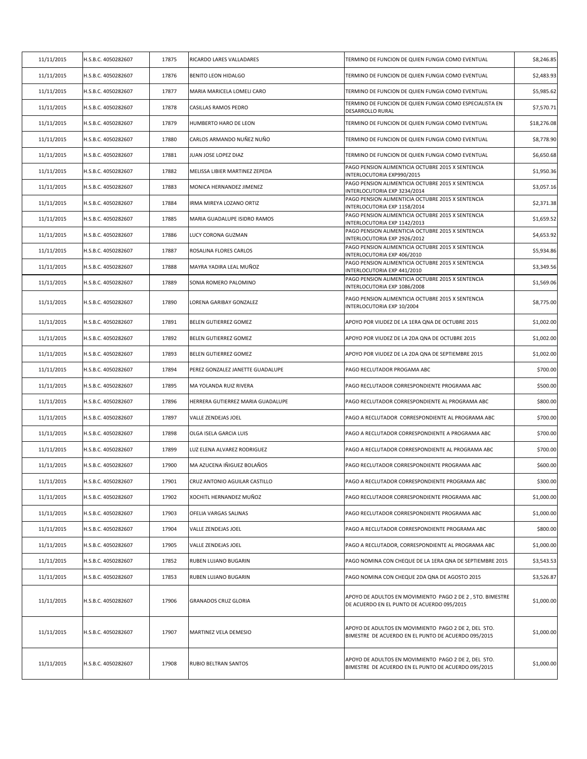| | | | | | |
|---|---|---|---|---|---|
| 11/11/2015 | H.S.B.C. 4050282607 | 17875 | RICARDO LARES VALLADARES | TERMINO DE FUNCION DE QUIEN FUNGIA COMO EVENTUAL | $8,246.85 |
| 11/11/2015 | H.S.B.C. 4050282607 | 17876 | BENITO LEON HIDALGO | TERMINO DE FUNCION DE QUIEN FUNGIA COMO EVENTUAL | $2,483.93 |
| 11/11/2015 | H.S.B.C. 4050282607 | 17877 | MARIA MARICELA LOMELI CARO | TERMINO DE FUNCION DE QUIEN FUNGIA COMO EVENTUAL | $5,985.62 |
| 11/11/2015 | H.S.B.C. 4050282607 | 17878 | CASILLAS RAMOS PEDRO | TERMINO DE FUNCION DE QUIEN FUNGIA COMO ESPECIALISTA EN DESARROLLO RURAL | $7,570.71 |
| 11/11/2015 | H.S.B.C. 4050282607 | 17879 | HUMBERTO HARO DE LEON | TERMINO DE FUNCION DE QUIEN FUNGIA COMO EVENTUAL | $18,276.08 |
| 11/11/2015 | H.S.B.C. 4050282607 | 17880 | CARLOS ARMANDO NUÑEZ NUÑO | TERMINO DE FUNCION DE QUIEN FUNGIA COMO EVENTUAL | $8,778.90 |
| 11/11/2015 | H.S.B.C. 4050282607 | 17881 | JUAN JOSE LOPEZ DIAZ | TERMINO DE FUNCION DE QUIEN FUNGIA COMO EVENTUAL | $6,650.68 |
| 11/11/2015 | H.S.B.C. 4050282607 | 17882 | MELISSA LIBIER MARTINEZ ZEPEDA | PAGO PENSION ALIMENTICIA OCTUBRE 2015 X SENTENCIA INTERLOCUTORIA EXP990/2015 | $1,950.36 |
| 11/11/2015 | H.S.B.C. 4050282607 | 17883 | MONICA HERNANDEZ JIMENEZ | PAGO PENSION ALIMENTICIA OCTUBRE 2015 X SENTENCIA INTERLOCUTORIA EXP 3234/2014 | $3,057.16 |
| 11/11/2015 | H.S.B.C. 4050282607 | 17884 | IRMA MIREYA LOZANO ORTIZ | PAGO PENSION ALIMENTICIA OCTUBRE 2015 X SENTENCIA INTERLOCUTORIA EXP 1158/2014 | $2,371.38 |
| 11/11/2015 | H.S.B.C. 4050282607 | 17885 | MARIA GUADALUPE ISIDRO RAMOS | PAGO PENSION ALIMENTICIA OCTUBRE 2015 X SENTENCIA INTERLOCUTORIA EXP 1142/2013 | $1,659.52 |
| 11/11/2015 | H.S.B.C. 4050282607 | 17886 | LUCY CORONA GUZMAN | PAGO PENSION ALIMENTICIA OCTUBRE 2015 X SENTENCIA INTERLOCUTORIA EXP 2926/2012 | $4,653.92 |
| 11/11/2015 | H.S.B.C. 4050282607 | 17887 | ROSALINA FLORES CARLOS | PAGO PENSION ALIMENTICIA OCTUBRE 2015 X SENTENCIA INTERLOCUTORIA EXP 406/2010 | $5,934.86 |
| 11/11/2015 | H.S.B.C. 4050282607 | 17888 | MAYRA YADIRA LEAL MUÑOZ | PAGO PENSION ALIMENTICIA OCTUBRE 2015 X SENTENCIA INTERLOCUTORIA EXP 441/2010 | $3,349.56 |
| 11/11/2015 | H.S.B.C. 4050282607 | 17889 | SONIA ROMERO PALOMINO | PAGO PENSION ALIMENTICIA OCTUBRE 2015 X SENTENCIA INTERLOCUTORIA EXP 1086/2008 | $1,569.06 |
| 11/11/2015 | H.S.B.C. 4050282607 | 17890 | LORENA GARIBAY GONZALEZ | PAGO PENSION ALIMENTICIA OCTUBRE 2015 X SENTENCIA INTERLOCUTORIA EXP 10/2004 | $8,775.00 |
| 11/11/2015 | H.S.B.C. 4050282607 | 17891 | BELEN GUTIERREZ GOMEZ | APOYO POR VIUDEZ DE LA 1ERA QNA DE OCTUBRE 2015 | $1,002.00 |
| 11/11/2015 | H.S.B.C. 4050282607 | 17892 | BELEN GUTIERREZ GOMEZ | APOYO POR VIUDEZ DE LA 2DA QNA DE OCTUBRE 2015 | $1,002.00 |
| 11/11/2015 | H.S.B.C. 4050282607 | 17893 | BELEN GUTIERREZ GOMEZ | APOYO POR VIUDEZ DE LA 2DA QNA DE SEPTIEMBRE 2015 | $1,002.00 |
| 11/11/2015 | H.S.B.C. 4050282607 | 17894 | PEREZ GONZALEZ JANETTE GUADALUPE | PAGO RECLUTADOR PROGAMA ABC | $700.00 |
| 11/11/2015 | H.S.B.C. 4050282607 | 17895 | MA YOLANDA RUIZ RIVERA | PAGO RECLUTADOR CORRESPONDIENTE PROGRAMA ABC | $500.00 |
| 11/11/2015 | H.S.B.C. 4050282607 | 17896 | HERRERA GUTIERREZ MARIA GUADALUPE | PAGO RECLUTADOR CORRESPONDIENTE AL PROGRAMA ABC | $800.00 |
| 11/11/2015 | H.S.B.C. 4050282607 | 17897 | VALLE ZENDEJAS JOEL | PAGO A RECLUTADOR CORRESPONDIENTE AL PROGRAMA ABC | $700.00 |
| 11/11/2015 | H.S.B.C. 4050282607 | 17898 | OLGA ISELA GARCIA LUIS | PAGO A RECLUTADOR CORRESPONDIENTE A PROGRAMA ABC | $700.00 |
| 11/11/2015 | H.S.B.C. 4050282607 | 17899 | LUZ ELENA ALVAREZ RODRIGUEZ | PAGO A RECLUTADOR CORRESPONDIENTE AL PROGRAMA ABC | $700.00 |
| 11/11/2015 | H.S.B.C. 4050282607 | 17900 | MA AZUCENA IÑIGUEZ BOLAÑOS | PAGO RECLUTADOR CORRESPONDIENTE PROGRAMA ABC | $600.00 |
| 11/11/2015 | H.S.B.C. 4050282607 | 17901 | CRUZ ANTONIO AGUILAR CASTILLO | PAGO A RECLUTADOR CORRESPONDIENTE PROGRAMA ABC | $300.00 |
| 11/11/2015 | H.S.B.C. 4050282607 | 17902 | XOCHITL HERNANDEZ MUÑOZ | PAGO RECLUTADOR CORRESPONDIENTE PROGRAMA ABC | $1,000.00 |
| 11/11/2015 | H.S.B.C. 4050282607 | 17903 | OFELIA VARGAS SALINAS | PAGO RECLUTADOR CORRESPONDIENTE PROGRAMA ABC | $1,000.00 |
| 11/11/2015 | H.S.B.C. 4050282607 | 17904 | VALLE ZENDEJAS JOEL | PAGO A RECLUTADOR CORRESPONDIENTE PROGRAMA ABC | $800.00 |
| 11/11/2015 | H.S.B.C. 4050282607 | 17905 | VALLE ZENDEJAS JOEL | PAGO A RECLUTADOR, CORRESPONDIENTE AL PROGRAMA ABC | $1,000.00 |
| 11/11/2015 | H.S.B.C. 4050282607 | 17852 | RUBEN LUJANO BUGARIN | PAGO NOMINA CON CHEQUE DE LA 1ERA QNA DE SEPTIEMBRE 2015 | $3,543.53 |
| 11/11/2015 | H.S.B.C. 4050282607 | 17853 | RUBEN LUJANO BUGARIN | PAGO NOMINA CON CHEQUE 2DA QNA DE AGOSTO 2015 | $3,526.87 |
| 11/11/2015 | H.S.B.C. 4050282607 | 17906 | GRANADOS CRUZ GLORIA | APOYO DE ADULTOS EN MOVIMIENTO PAGO 2 DE 2 , 5TO. BIMESTRE DE ACUERDO EN EL PUNTO DE ACUERDO 095/2015 | $1,000.00 |
| 11/11/2015 | H.S.B.C. 4050282607 | 17907 | MARTINEZ VELA DEMESIO | APOYO DE ADULTOS EN MOVIMIENTO PAGO 2 DE 2, DEL 5TO. BIMESTRE DE ACUERDO EN EL PUNTO DE ACUERDO 095/2015 | $1,000.00 |
| 11/11/2015 | H.S.B.C. 4050282607 | 17908 | RUBIO BELTRAN SANTOS | APOYO DE ADULTOS EN MOVIMIENTO PAGO 2 DE 2, DEL 5TO. BIMESTRE DE ACUERDO EN EL PUNTO DE ACUERDO 095/2015 | $1,000.00 |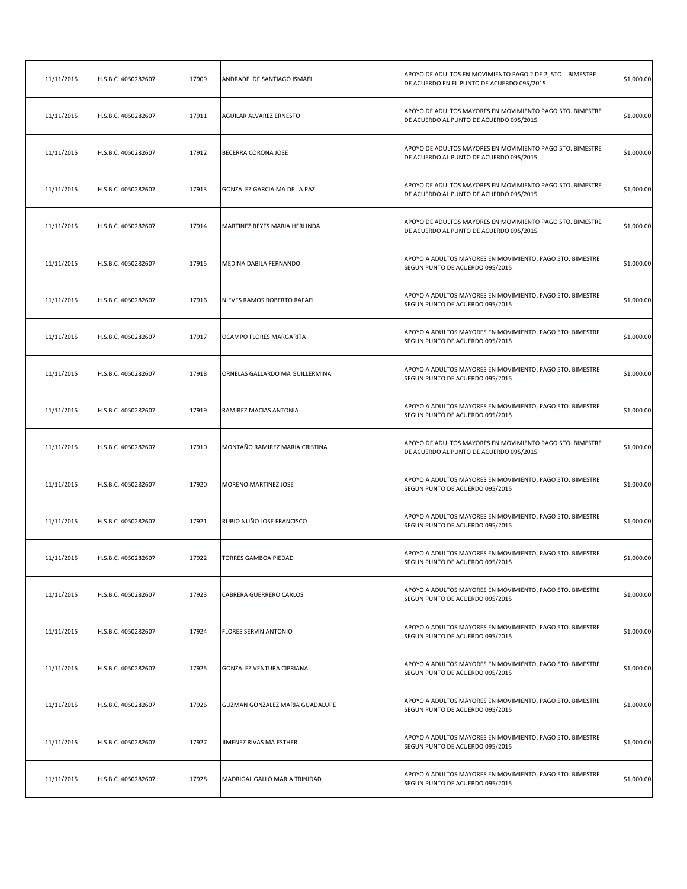| | | | | | |
|---|---|---|---|---|---|
| 11/11/2015 | H.S.B.C. 4050282607 | 17909 | ANDRADE DE SANTIAGO ISMAEL | APOYO DE ADULTOS EN MOVIMIENTO PAGO 2 DE 2, 5TO. BIMESTRE DE ACUERDO EN EL PUNTO DE ACUERDO 095/2015 | $1,000.00 |
| 11/11/2015 | H.S.B.C. 4050282607 | 17911 | AGUILAR ALVAREZ ERNESTO | APOYO DE ADULTOS MAYORES EN MOVIMIENTO PAGO 5TO. BIMESTRE DE ACUERDO AL PUNTO DE ACUERDO 095/2015 | $1,000.00 |
| 11/11/2015 | H.S.B.C. 4050282607 | 17912 | BECERRA CORONA JOSE | APOYO DE ADULTOS MAYORES EN MOVIMIENTO PAGO 5TO. BIMESTRE DE ACUERDO AL PUNTO DE ACUERDO 095/2015 | $1,000.00 |
| 11/11/2015 | H.S.B.C. 4050282607 | 17913 | GONZALEZ GARCIA MA DE LA PAZ | APOYO DE ADULTOS MAYORES EN MOVIMIENTO PAGO 5TO. BIMESTRE DE ACUERDO AL PUNTO DE ACUERDO 095/2015 | $1,000.00 |
| 11/11/2015 | H.S.B.C. 4050282607 | 17914 | MARTINEZ REYES MARIA HERLINDA | APOYO DE ADULTOS MAYORES EN MOVIMIENTO PAGO 5TO. BIMESTRE DE ACUERDO AL PUNTO DE ACUERDO 095/2015 | $1,000.00 |
| 11/11/2015 | H.S.B.C. 4050282607 | 17915 | MEDINA DABILA FERNANDO | APOYO A ADULTOS MAYORES EN MOVIMIENTO, PAGO 5TO. BIMESTRE SEGUN PUNTO DE ACUERDO 095/2015 | $1,000.00 |
| 11/11/2015 | H.S.B.C. 4050282607 | 17916 | NIEVES RAMOS ROBERTO RAFAEL | APOYO A ADULTOS MAYORES EN MOVIMIENTO, PAGO 5TO. BIMESTRE SEGUN PUNTO DE ACUERDO 095/2015 | $1,000.00 |
| 11/11/2015 | H.S.B.C. 4050282607 | 17917 | OCAMPO FLORES MARGARITA | APOYO A ADULTOS MAYORES EN MOVIMIENTO, PAGO 5TO. BIMESTRE SEGUN PUNTO DE ACUERDO 095/2015 | $1,000.00 |
| 11/11/2015 | H.S.B.C. 4050282607 | 17918 | ORNELAS GALLARDO MA GUILLERMINA | APOYO A ADULTOS MAYORES EN MOVIMIENTO, PAGO 5TO. BIMESTRE SEGUN PUNTO DE ACUERDO 095/2015 | $1,000.00 |
| 11/11/2015 | H.S.B.C. 4050282607 | 17919 | RAMIREZ MACIAS ANTONIA | APOYO A ADULTOS MAYORES EN MOVIMIENTO, PAGO 5TO. BIMESTRE SEGUN PUNTO DE ACUERDO 095/2015 | $1,000.00 |
| 11/11/2015 | H.S.B.C. 4050282607 | 17910 | MONTAÑO RAMIREZ MARIA CRISTINA | APOYO DE ADULTOS MAYORES EN MOVIMIENTO PAGO 5TO. BIMESTRE DE ACUERDO AL PUNTO DE ACUERDO 095/2015 | $1,000.00 |
| 11/11/2015 | H.S.B.C. 4050282607 | 17920 | MORENO MARTINEZ JOSE | APOYO A ADULTOS MAYORES EN MOVIMIENTO, PAGO 5TO. BIMESTRE SEGUN PUNTO DE ACUERDO 095/2015 | $1,000.00 |
| 11/11/2015 | H.S.B.C. 4050282607 | 17921 | RUBIO NUÑO JOSE FRANCISCO | APOYO A ADULTOS MAYORES EN MOVIMIENTO, PAGO 5TO. BIMESTRE SEGUN PUNTO DE ACUERDO 095/2015 | $1,000.00 |
| 11/11/2015 | H.S.B.C. 4050282607 | 17922 | TORRES GAMBOA PIEDAD | APOYO A ADULTOS MAYORES EN MOVIMIENTO, PAGO 5TO. BIMESTRE SEGUN PUNTO DE ACUERDO 095/2015 | $1,000.00 |
| 11/11/2015 | H.S.B.C. 4050282607 | 17923 | CABRERA GUERRERO CARLOS | APOYO A ADULTOS MAYORES EN MOVIMIENTO, PAGO 5TO. BIMESTRE SEGUN PUNTO DE ACUERDO 095/2015 | $1,000.00 |
| 11/11/2015 | H.S.B.C. 4050282607 | 17924 | FLORES SERVIN ANTONIO | APOYO A ADULTOS MAYORES EN MOVIMIENTO, PAGO 5TO. BIMESTRE SEGUN PUNTO DE ACUERDO 095/2015 | $1,000.00 |
| 11/11/2015 | H.S.B.C. 4050282607 | 17925 | GONZALEZ VENTURA CIPRIANA | APOYO A ADULTOS MAYORES EN MOVIMIENTO, PAGO 5TO. BIMESTRE SEGUN PUNTO DE ACUERDO 095/2015 | $1,000.00 |
| 11/11/2015 | H.S.B.C. 4050282607 | 17926 | GUZMAN GONZALEZ MARIA GUADALUPE | APOYO A ADULTOS MAYORES EN MOVIMIENTO, PAGO 5TO. BIMESTRE SEGUN PUNTO DE ACUERDO 095/2015 | $1,000.00 |
| 11/11/2015 | H.S.B.C. 4050282607 | 17927 | JIMENEZ RIVAS MA ESTHER | APOYO A ADULTOS MAYORES EN MOVIMIENTO, PAGO 5TO. BIMESTRE SEGUN PUNTO DE ACUERDO 095/2015 | $1,000.00 |
| 11/11/2015 | H.S.B.C. 4050282607 | 17928 | MADRIGAL GALLO MARIA TRINIDAD | APOYO A ADULTOS MAYORES EN MOVIMIENTO, PAGO 5TO. BIMESTRE SEGUN PUNTO DE ACUERDO 095/2015 | $1,000.00 |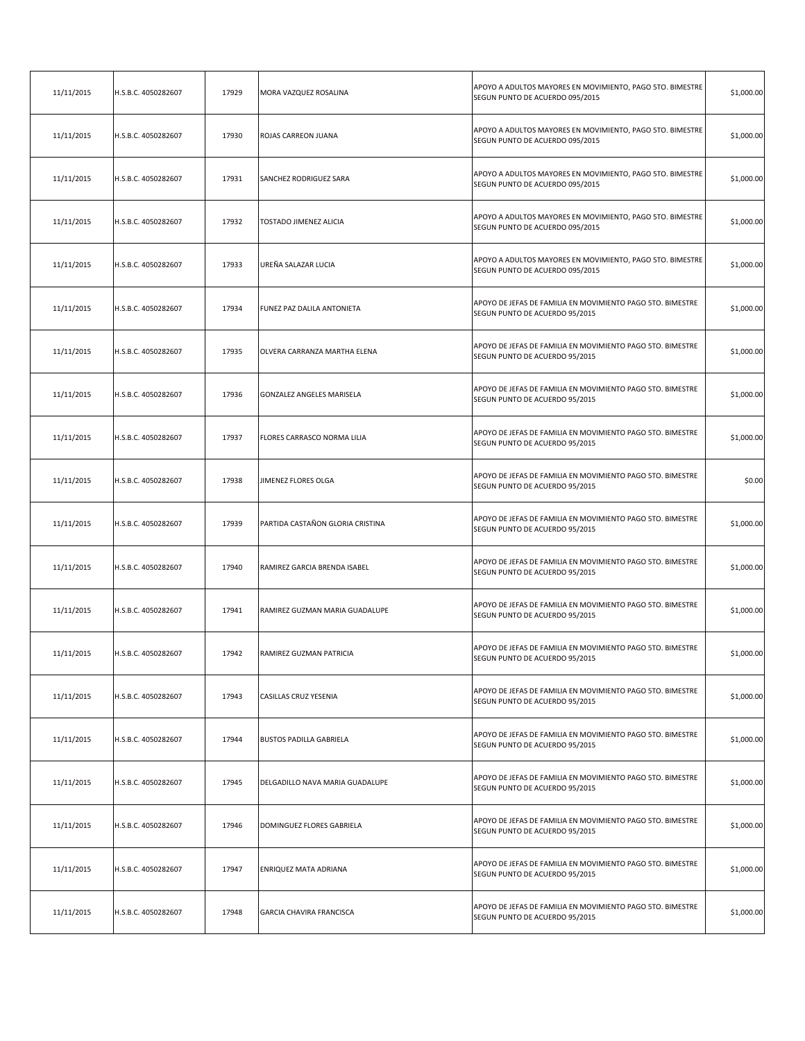| | | | | | |
|---|---|---|---|---|---|
| 11/11/2015 | H.S.B.C. 4050282607 | 17929 | MORA VAZQUEZ ROSALINA | APOYO A ADULTOS MAYORES EN MOVIMIENTO, PAGO 5TO. BIMESTRE SEGUN PUNTO DE ACUERDO 095/2015 | $1,000.00 |
| 11/11/2015 | H.S.B.C. 4050282607 | 17930 | ROJAS CARREON JUANA | APOYO A ADULTOS MAYORES EN MOVIMIENTO, PAGO 5TO. BIMESTRE SEGUN PUNTO DE ACUERDO 095/2015 | $1,000.00 |
| 11/11/2015 | H.S.B.C. 4050282607 | 17931 | SANCHEZ RODRIGUEZ SARA | APOYO A ADULTOS MAYORES EN MOVIMIENTO, PAGO 5TO. BIMESTRE SEGUN PUNTO DE ACUERDO 095/2015 | $1,000.00 |
| 11/11/2015 | H.S.B.C. 4050282607 | 17932 | TOSTADO JIMENEZ ALICIA | APOYO A ADULTOS MAYORES EN MOVIMIENTO, PAGO 5TO. BIMESTRE SEGUN PUNTO DE ACUERDO 095/2015 | $1,000.00 |
| 11/11/2015 | H.S.B.C. 4050282607 | 17933 | UREÑA SALAZAR LUCIA | APOYO A ADULTOS MAYORES EN MOVIMIENTO, PAGO 5TO. BIMESTRE SEGUN PUNTO DE ACUERDO 095/2015 | $1,000.00 |
| 11/11/2015 | H.S.B.C. 4050282607 | 17934 | FUNEZ PAZ DALILA ANTONIETA | APOYO DE JEFAS DE FAMILIA EN MOVIMIENTO PAGO 5TO. BIMESTRE SEGUN PUNTO DE ACUERDO 95/2015 | $1,000.00 |
| 11/11/2015 | H.S.B.C. 4050282607 | 17935 | OLVERA CARRANZA MARTHA ELENA | APOYO DE JEFAS DE FAMILIA EN MOVIMIENTO PAGO 5TO. BIMESTRE SEGUN PUNTO DE ACUERDO 95/2015 | $1,000.00 |
| 11/11/2015 | H.S.B.C. 4050282607 | 17936 | GONZALEZ ANGELES MARISELA | APOYO DE JEFAS DE FAMILIA EN MOVIMIENTO PAGO 5TO. BIMESTRE SEGUN PUNTO DE ACUERDO 95/2015 | $1,000.00 |
| 11/11/2015 | H.S.B.C. 4050282607 | 17937 | FLORES CARRASCO NORMA LILIA | APOYO DE JEFAS DE FAMILIA EN MOVIMIENTO PAGO 5TO. BIMESTRE SEGUN PUNTO DE ACUERDO 95/2015 | $1,000.00 |
| 11/11/2015 | H.S.B.C. 4050282607 | 17938 | JIMENEZ FLORES OLGA | APOYO DE JEFAS DE FAMILIA EN MOVIMIENTO PAGO 5TO. BIMESTRE SEGUN PUNTO DE ACUERDO 95/2015 | $0.00 |
| 11/11/2015 | H.S.B.C. 4050282607 | 17939 | PARTIDA CASTAÑON GLORIA CRISTINA | APOYO DE JEFAS DE FAMILIA EN MOVIMIENTO PAGO 5TO. BIMESTRE SEGUN PUNTO DE ACUERDO 95/2015 | $1,000.00 |
| 11/11/2015 | H.S.B.C. 4050282607 | 17940 | RAMIREZ GARCIA BRENDA ISABEL | APOYO DE JEFAS DE FAMILIA EN MOVIMIENTO PAGO 5TO. BIMESTRE SEGUN PUNTO DE ACUERDO 95/2015 | $1,000.00 |
| 11/11/2015 | H.S.B.C. 4050282607 | 17941 | RAMIREZ GUZMAN MARIA GUADALUPE | APOYO DE JEFAS DE FAMILIA EN MOVIMIENTO PAGO 5TO. BIMESTRE SEGUN PUNTO DE ACUERDO 95/2015 | $1,000.00 |
| 11/11/2015 | H.S.B.C. 4050282607 | 17942 | RAMIREZ GUZMAN PATRICIA | APOYO DE JEFAS DE FAMILIA EN MOVIMIENTO PAGO 5TO. BIMESTRE SEGUN PUNTO DE ACUERDO 95/2015 | $1,000.00 |
| 11/11/2015 | H.S.B.C. 4050282607 | 17943 | CASILLAS CRUZ YESENIA | APOYO DE JEFAS DE FAMILIA EN MOVIMIENTO PAGO 5TO. BIMESTRE SEGUN PUNTO DE ACUERDO 95/2015 | $1,000.00 |
| 11/11/2015 | H.S.B.C. 4050282607 | 17944 | BUSTOS PADILLA GABRIELA | APOYO DE JEFAS DE FAMILIA EN MOVIMIENTO PAGO 5TO. BIMESTRE SEGUN PUNTO DE ACUERDO 95/2015 | $1,000.00 |
| 11/11/2015 | H.S.B.C. 4050282607 | 17945 | DELGADILLO NAVA MARIA GUADALUPE | APOYO DE JEFAS DE FAMILIA EN MOVIMIENTO PAGO 5TO. BIMESTRE SEGUN PUNTO DE ACUERDO 95/2015 | $1,000.00 |
| 11/11/2015 | H.S.B.C. 4050282607 | 17946 | DOMINGUEZ FLORES GABRIELA | APOYO DE JEFAS DE FAMILIA EN MOVIMIENTO PAGO 5TO. BIMESTRE SEGUN PUNTO DE ACUERDO 95/2015 | $1,000.00 |
| 11/11/2015 | H.S.B.C. 4050282607 | 17947 | ENRIQUEZ MATA ADRIANA | APOYO DE JEFAS DE FAMILIA EN MOVIMIENTO PAGO 5TO. BIMESTRE SEGUN PUNTO DE ACUERDO 95/2015 | $1,000.00 |
| 11/11/2015 | H.S.B.C. 4050282607 | 17948 | GARCIA CHAVIRA FRANCISCA | APOYO DE JEFAS DE FAMILIA EN MOVIMIENTO PAGO 5TO. BIMESTRE SEGUN PUNTO DE ACUERDO 95/2015 | $1,000.00 |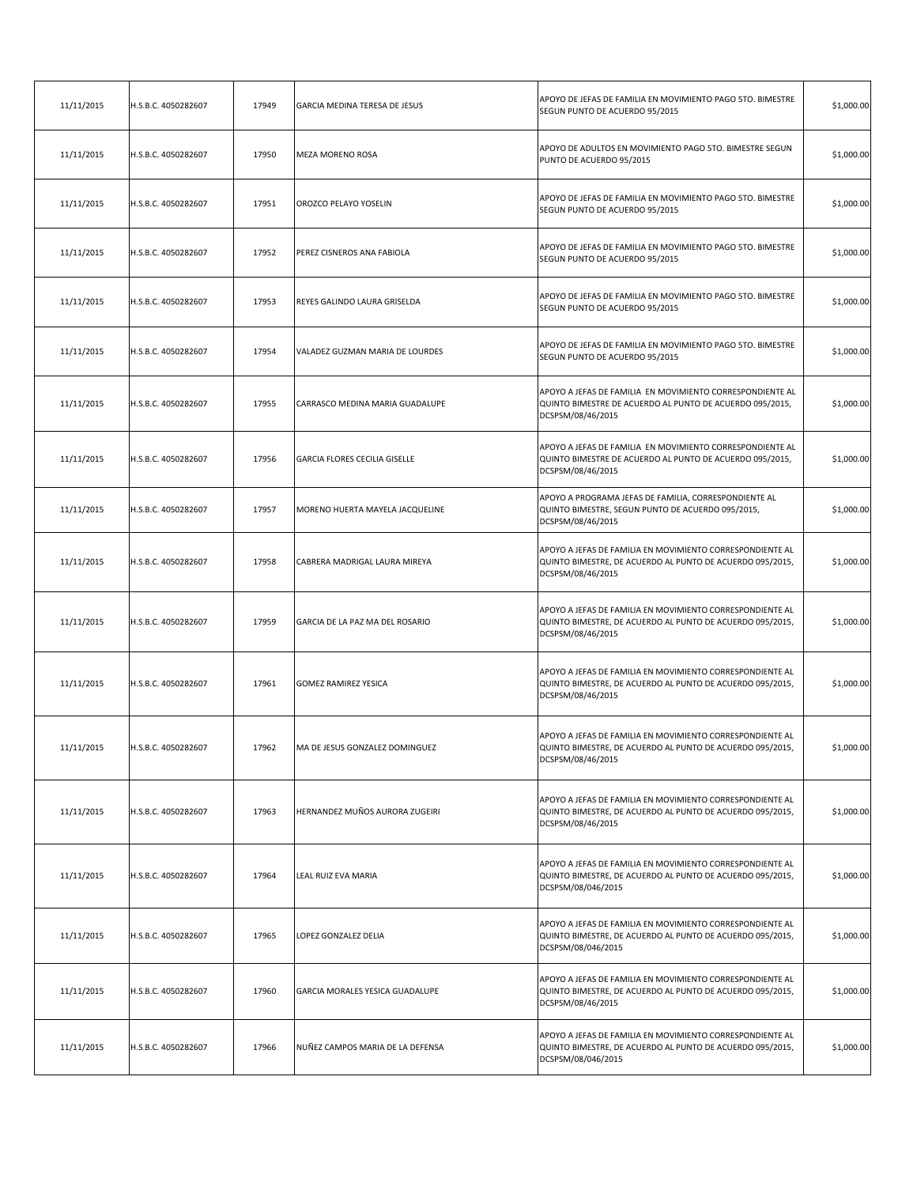| | | | | | |
|---|---|---|---|---|---|
| 11/11/2015 | H.S.B.C. 4050282607 | 17949 | GARCIA MEDINA TERESA DE JESUS | APOYO DE JEFAS DE FAMILIA EN MOVIMIENTO PAGO 5TO. BIMESTRE SEGUN PUNTO DE ACUERDO 95/2015 | $1,000.00 |
| 11/11/2015 | H.S.B.C. 4050282607 | 17950 | MEZA MORENO ROSA | APOYO DE ADULTOS EN MOVIMIENTO PAGO 5TO. BIMESTRE SEGUN PUNTO DE ACUERDO 95/2015 | $1,000.00 |
| 11/11/2015 | H.S.B.C. 4050282607 | 17951 | OROZCO PELAYO YOSELIN | APOYO DE JEFAS DE FAMILIA EN MOVIMIENTO PAGO 5TO. BIMESTRE SEGUN PUNTO DE ACUERDO 95/2015 | $1,000.00 |
| 11/11/2015 | H.S.B.C. 4050282607 | 17952 | PEREZ CISNEROS ANA FABIOLA | APOYO DE JEFAS DE FAMILIA EN MOVIMIENTO PAGO 5TO. BIMESTRE SEGUN PUNTO DE ACUERDO 95/2015 | $1,000.00 |
| 11/11/2015 | H.S.B.C. 4050282607 | 17953 | REYES GALINDO LAURA GRISELDA | APOYO DE JEFAS DE FAMILIA EN MOVIMIENTO PAGO 5TO. BIMESTRE SEGUN PUNTO DE ACUERDO 95/2015 | $1,000.00 |
| 11/11/2015 | H.S.B.C. 4050282607 | 17954 | VALADEZ GUZMAN MARIA DE LOURDES | APOYO DE JEFAS DE FAMILIA EN MOVIMIENTO PAGO 5TO. BIMESTRE SEGUN PUNTO DE ACUERDO 95/2015 | $1,000.00 |
| 11/11/2015 | H.S.B.C. 4050282607 | 17955 | CARRASCO MEDINA MARIA GUADALUPE | APOYO A JEFAS DE FAMILIA EN MOVIMIENTO CORRESPONDIENTE AL QUINTO BIMESTRE DE ACUERDO AL PUNTO DE ACUERDO 095/2015, DCSPSM/08/46/2015 | $1,000.00 |
| 11/11/2015 | H.S.B.C. 4050282607 | 17956 | GARCIA FLORES CECILIA GISELLE | APOYO A JEFAS DE FAMILIA EN MOVIMIENTO CORRESPONDIENTE AL QUINTO BIMESTRE DE ACUERDO AL PUNTO DE ACUERDO 095/2015, DCSPSM/08/46/2015 | $1,000.00 |
| 11/11/2015 | H.S.B.C. 4050282607 | 17957 | MORENO HUERTA MAYELA JACQUELINE | APOYO A PROGRAMA JEFAS DE FAMILIA, CORRESPONDIENTE AL QUINTO BIMESTRE, SEGUN PUNTO DE ACUERDO 095/2015, DCSPSM/08/46/2015 | $1,000.00 |
| 11/11/2015 | H.S.B.C. 4050282607 | 17958 | CABRERA MADRIGAL LAURA MIREYA | APOYO A JEFAS DE FAMILIA EN MOVIMIENTO CORRESPONDIENTE AL QUINTO BIMESTRE, DE ACUERDO AL PUNTO DE ACUERDO 095/2015, DCSPSM/08/46/2015 | $1,000.00 |
| 11/11/2015 | H.S.B.C. 4050282607 | 17959 | GARCIA DE LA PAZ MA DEL ROSARIO | APOYO A JEFAS DE FAMILIA EN MOVIMIENTO CORRESPONDIENTE AL QUINTO BIMESTRE, DE ACUERDO AL PUNTO DE ACUERDO 095/2015, DCSPSM/08/46/2015 | $1,000.00 |
| 11/11/2015 | H.S.B.C. 4050282607 | 17961 | GOMEZ RAMIREZ YESICA | APOYO A JEFAS DE FAMILIA EN MOVIMIENTO CORRESPONDIENTE AL QUINTO BIMESTRE, DE ACUERDO AL PUNTO DE ACUERDO 095/2015, DCSPSM/08/46/2015 | $1,000.00 |
| 11/11/2015 | H.S.B.C. 4050282607 | 17962 | MA DE JESUS GONZALEZ DOMINGUEZ | APOYO A JEFAS DE FAMILIA EN MOVIMIENTO CORRESPONDIENTE AL QUINTO BIMESTRE, DE ACUERDO AL PUNTO DE ACUERDO 095/2015, DCSPSM/08/46/2015 | $1,000.00 |
| 11/11/2015 | H.S.B.C. 4050282607 | 17963 | HERNANDEZ MUÑOS AURORA ZUGEIRI | APOYO A JEFAS DE FAMILIA EN MOVIMIENTO CORRESPONDIENTE AL QUINTO BIMESTRE, DE ACUERDO AL PUNTO DE ACUERDO 095/2015, DCSPSM/08/46/2015 | $1,000.00 |
| 11/11/2015 | H.S.B.C. 4050282607 | 17964 | LEAL RUIZ EVA MARIA | APOYO A JEFAS DE FAMILIA EN MOVIMIENTO CORRESPONDIENTE AL QUINTO BIMESTRE, DE ACUERDO AL PUNTO DE ACUERDO 095/2015, DCSPSM/08/046/2015 | $1,000.00 |
| 11/11/2015 | H.S.B.C. 4050282607 | 17965 | LOPEZ GONZALEZ DELIA | APOYO A JEFAS DE FAMILIA EN MOVIMIENTO CORRESPONDIENTE AL QUINTO BIMESTRE, DE ACUERDO AL PUNTO DE ACUERDO 095/2015, DCSPSM/08/046/2015 | $1,000.00 |
| 11/11/2015 | H.S.B.C. 4050282607 | 17960 | GARCIA MORALES YESICA GUADALUPE | APOYO A JEFAS DE FAMILIA EN MOVIMIENTO CORRESPONDIENTE AL QUINTO BIMESTRE, DE ACUERDO AL PUNTO DE ACUERDO 095/2015, DCSPSM/08/46/2015 | $1,000.00 |
| 11/11/2015 | H.S.B.C. 4050282607 | 17966 | NUÑEZ CAMPOS MARIA DE LA DEFENSA | APOYO A JEFAS DE FAMILIA EN MOVIMIENTO CORRESPONDIENTE AL QUINTO BIMESTRE, DE ACUERDO AL PUNTO DE ACUERDO 095/2015, DCSPSM/08/046/2015 | $1,000.00 |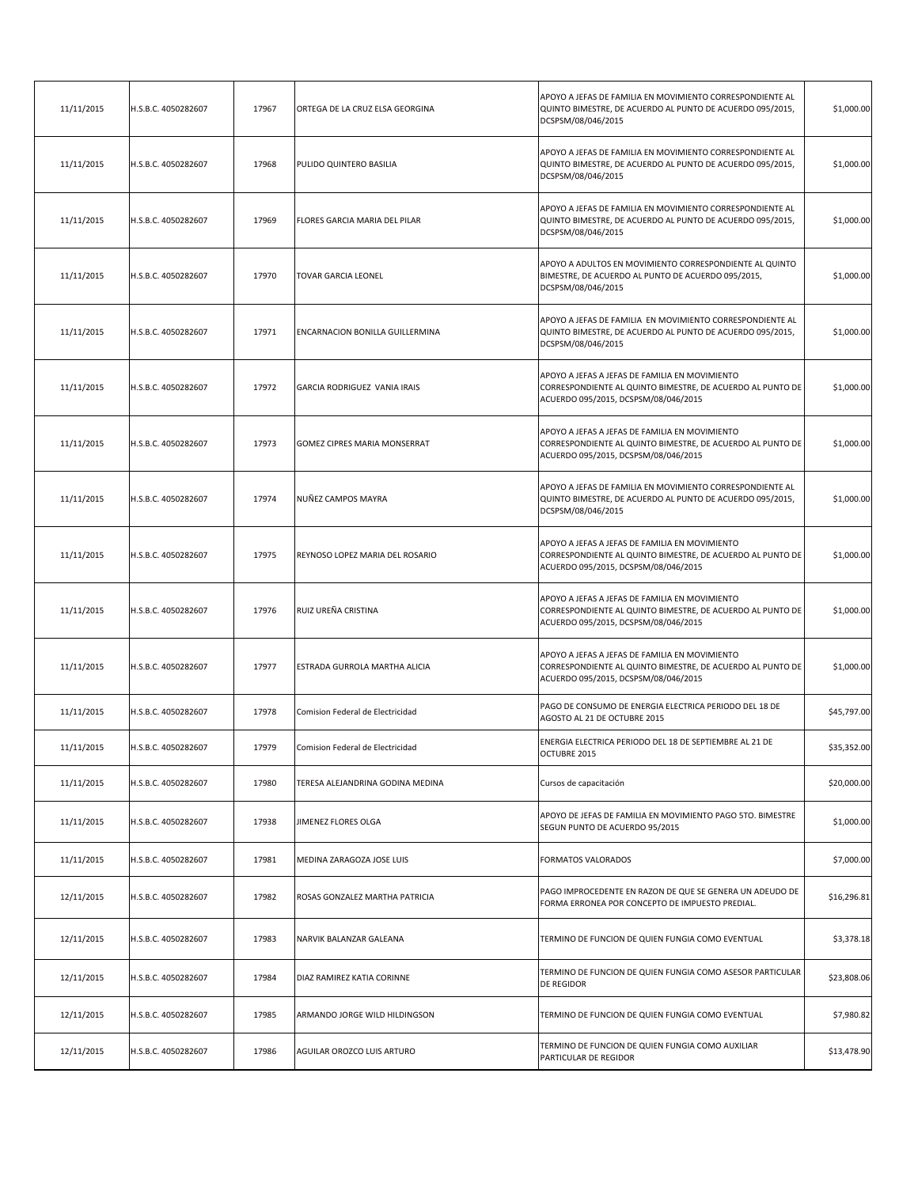| 11/11/2015 | H.S.B.C. 4050282607 | 17967 | ORTEGA DE LA CRUZ ELSA GEORGINA | APOYO A JEFAS DE FAMILIA EN MOVIMIENTO CORRESPONDIENTE AL QUINTO BIMESTRE, DE ACUERDO AL PUNTO DE ACUERDO 095/2015, DCSPSM/08/046/2015 | $1,000.00 |
|---|---|---|---|---|---|
| 11/11/2015 | H.S.B.C. 4050282607 | 17968 | PULIDO QUINTERO BASILIA | APOYO A JEFAS DE FAMILIA EN MOVIMIENTO CORRESPONDIENTE AL QUINTO BIMESTRE, DE ACUERDO AL PUNTO DE ACUERDO 095/2015, DCSPSM/08/046/2015 | $1,000.00 |
| 11/11/2015 | H.S.B.C. 4050282607 | 17969 | FLORES GARCIA MARIA DEL PILAR | APOYO A JEFAS DE FAMILIA EN MOVIMIENTO CORRESPONDIENTE AL QUINTO BIMESTRE, DE ACUERDO AL PUNTO DE ACUERDO 095/2015, DCSPSM/08/046/2015 | $1,000.00 |
| 11/11/2015 | H.S.B.C. 4050282607 | 17970 | TOVAR GARCIA LEONEL | APOYO A ADULTOS EN MOVIMIENTO CORRESPONDIENTE AL QUINTO BIMESTRE, DE ACUERDO AL PUNTO DE ACUERDO 095/2015, DCSPSM/08/046/2015 | $1,000.00 |
| 11/11/2015 | H.S.B.C. 4050282607 | 17971 | ENCARNACION BONILLA GUILLERMINA | APOYO A JEFAS DE FAMILIA EN MOVIMIENTO CORRESPONDIENTE AL QUINTO BIMESTRE, DE ACUERDO AL PUNTO DE ACUERDO 095/2015, DCSPSM/08/046/2015 | $1,000.00 |
| 11/11/2015 | H.S.B.C. 4050282607 | 17972 | GARCIA RODRIGUEZ VANIA IRAIS | APOYO A JEFAS A JEFAS DE FAMILIA EN MOVIMIENTO CORRESPONDIENTE AL QUINTO BIMESTRE, DE ACUERDO AL PUNTO DE ACUERDO 095/2015, DCSPSM/08/046/2015 | $1,000.00 |
| 11/11/2015 | H.S.B.C. 4050282607 | 17973 | GOMEZ CIPRES MARIA MONSERRAT | APOYO A JEFAS A JEFAS DE FAMILIA EN MOVIMIENTO CORRESPONDIENTE AL QUINTO BIMESTRE, DE ACUERDO AL PUNTO DE ACUERDO 095/2015, DCSPSM/08/046/2015 | $1,000.00 |
| 11/11/2015 | H.S.B.C. 4050282607 | 17974 | NUÑEZ CAMPOS MAYRA | APOYO A JEFAS DE FAMILIA EN MOVIMIENTO CORRESPONDIENTE AL QUINTO BIMESTRE, DE ACUERDO AL PUNTO DE ACUERDO 095/2015, DCSPSM/08/046/2015 | $1,000.00 |
| 11/11/2015 | H.S.B.C. 4050282607 | 17975 | REYNOSO LOPEZ MARIA DEL ROSARIO | APOYO A JEFAS A JEFAS DE FAMILIA EN MOVIMIENTO CORRESPONDIENTE AL QUINTO BIMESTRE, DE ACUERDO AL PUNTO DE ACUERDO 095/2015, DCSPSM/08/046/2015 | $1,000.00 |
| 11/11/2015 | H.S.B.C. 4050282607 | 17976 | RUIZ UREÑA CRISTINA | APOYO A JEFAS A JEFAS DE FAMILIA EN MOVIMIENTO CORRESPONDIENTE AL QUINTO BIMESTRE, DE ACUERDO AL PUNTO DE ACUERDO 095/2015, DCSPSM/08/046/2015 | $1,000.00 |
| 11/11/2015 | H.S.B.C. 4050282607 | 17977 | ESTRADA GURROLA MARTHA ALICIA | APOYO A JEFAS A JEFAS DE FAMILIA EN MOVIMIENTO CORRESPONDIENTE AL QUINTO BIMESTRE, DE ACUERDO AL PUNTO DE ACUERDO 095/2015, DCSPSM/08/046/2015 | $1,000.00 |
| 11/11/2015 | H.S.B.C. 4050282607 | 17978 | Comision Federal de Electricidad | PAGO DE CONSUMO DE ENERGIA ELECTRICA PERIODO DEL 18 DE AGOSTO AL 21 DE OCTUBRE 2015 | $45,797.00 |
| 11/11/2015 | H.S.B.C. 4050282607 | 17979 | Comision Federal de Electricidad | ENERGIA ELECTRICA PERIODO DEL 18 DE SEPTIEMBRE AL 21 DE OCTUBRE 2015 | $35,352.00 |
| 11/11/2015 | H.S.B.C. 4050282607 | 17980 | TERESA ALEJANDRINA GODINA MEDINA | Cursos de capacitación | $20,000.00 |
| 11/11/2015 | H.S.B.C. 4050282607 | 17938 | JIMENEZ FLORES OLGA | APOYO DE JEFAS DE FAMILIA EN MOVIMIENTO PAGO 5TO. BIMESTRE SEGUN PUNTO DE ACUERDO 95/2015 | $1,000.00 |
| 11/11/2015 | H.S.B.C. 4050282607 | 17981 | MEDINA ZARAGOZA JOSE LUIS | FORMATOS VALORADOS | $7,000.00 |
| 12/11/2015 | H.S.B.C. 4050282607 | 17982 | ROSAS GONZALEZ MARTHA PATRICIA | PAGO IMPROCEDENTE EN RAZON DE QUE SE GENERA UN ADEUDO DE FORMA ERRONEA POR CONCEPTO DE IMPUESTO PREDIAL. | $16,296.81 |
| 12/11/2015 | H.S.B.C. 4050282607 | 17983 | NARVIK BALANZAR GALEANA | TERMINO DE FUNCION DE QUIEN FUNGIA COMO EVENTUAL | $3,378.18 |
| 12/11/2015 | H.S.B.C. 4050282607 | 17984 | DIAZ RAMIREZ KATIA CORINNE | TERMINO DE FUNCION DE QUIEN FUNGIA COMO ASESOR PARTICULAR DE REGIDOR | $23,808.06 |
| 12/11/2015 | H.S.B.C. 4050282607 | 17985 | ARMANDO JORGE WILD HILDINGSON | TERMINO DE FUNCION DE QUIEN FUNGIA COMO EVENTUAL | $7,980.82 |
| 12/11/2015 | H.S.B.C. 4050282607 | 17986 | AGUILAR OROZCO LUIS ARTURO | TERMINO DE FUNCION DE QUIEN FUNGIA COMO AUXILIAR PARTICULAR DE REGIDOR | $13,478.90 |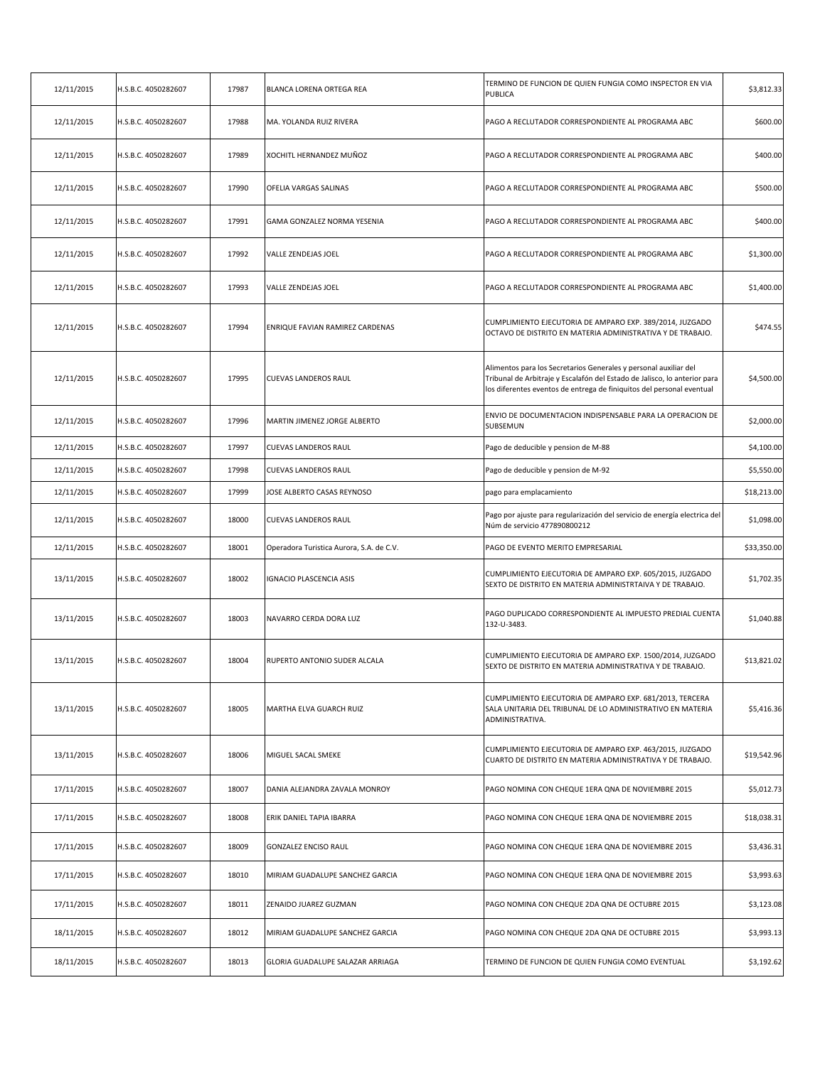| | | | | | |
|---|---|---|---|---|---|
| 12/11/2015 | H.S.B.C. 4050282607 | 17987 | BLANCA LORENA ORTEGA REA | TERMINO DE FUNCION DE QUIEN FUNGIA COMO INSPECTOR EN VIA PUBLICA | $3,812.33 |
| 12/11/2015 | H.S.B.C. 4050282607 | 17988 | MA. YOLANDA RUIZ RIVERA | PAGO A RECLUTADOR CORRESPONDIENTE AL PROGRAMA ABC | $600.00 |
| 12/11/2015 | H.S.B.C. 4050282607 | 17989 | XOCHITL HERNANDEZ MUÑOZ | PAGO A RECLUTADOR CORRESPONDIENTE AL PROGRAMA ABC | $400.00 |
| 12/11/2015 | H.S.B.C. 4050282607 | 17990 | OFELIA VARGAS SALINAS | PAGO A RECLUTADOR CORRESPONDIENTE AL PROGRAMA ABC | $500.00 |
| 12/11/2015 | H.S.B.C. 4050282607 | 17991 | GAMA GONZALEZ NORMA YESENIA | PAGO A RECLUTADOR CORRESPONDIENTE AL PROGRAMA ABC | $400.00 |
| 12/11/2015 | H.S.B.C. 4050282607 | 17992 | VALLE ZENDEJAS JOEL | PAGO A RECLUTADOR CORRESPONDIENTE AL PROGRAMA ABC | $1,300.00 |
| 12/11/2015 | H.S.B.C. 4050282607 | 17993 | VALLE ZENDEJAS JOEL | PAGO A RECLUTADOR CORRESPONDIENTE AL PROGRAMA ABC | $1,400.00 |
| 12/11/2015 | H.S.B.C. 4050282607 | 17994 | ENRIQUE FAVIAN RAMIREZ CARDENAS | CUMPLIMIENTO EJECUTORIA DE AMPARO EXP. 389/2014, JUZGADO OCTAVO DE DISTRITO EN MATERIA ADMINISTRATIVA Y DE TRABAJO. | $474.55 |
| 12/11/2015 | H.S.B.C. 4050282607 | 17995 | CUEVAS LANDEROS RAUL | Alimentos para los Secretarios Generales y personal auxiliar del Tribunal de Arbitraje y Escalafón del Estado de Jalisco, lo anterior para los diferentes eventos de entrega de finiquitos del personal eventual | $4,500.00 |
| 12/11/2015 | H.S.B.C. 4050282607 | 17996 | MARTIN JIMENEZ JORGE ALBERTO | ENVIO DE DOCUMENTACION INDISPENSABLE PARA LA OPERACION DE SUBSEMUN | $2,000.00 |
| 12/11/2015 | H.S.B.C. 4050282607 | 17997 | CUEVAS LANDEROS RAUL | Pago de deducible y pension de M-88 | $4,100.00 |
| 12/11/2015 | H.S.B.C. 4050282607 | 17998 | CUEVAS LANDEROS RAUL | Pago de deducible y pension de M-92 | $5,550.00 |
| 12/11/2015 | H.S.B.C. 4050282607 | 17999 | JOSE ALBERTO CASAS REYNOSO | pago para emplacamiento | $18,213.00 |
| 12/11/2015 | H.S.B.C. 4050282607 | 18000 | CUEVAS LANDEROS RAUL | Pago por ajuste para regularización del servicio de energía electrica del Núm de servicio 477890800212 | $1,098.00 |
| 12/11/2015 | H.S.B.C. 4050282607 | 18001 | Operadora Turistica Aurora, S.A. de C.V. | PAGO DE EVENTO MERITO EMPRESARIAL | $33,350.00 |
| 13/11/2015 | H.S.B.C. 4050282607 | 18002 | IGNACIO PLASCENCIA ASIS | CUMPLIMIENTO EJECUTORIA DE AMPARO EXP. 605/2015, JUZGADO SEXTO DE DISTRITO EN MATERIA ADMINISTRTAIVA Y DE TRABAJO. | $1,702.35 |
| 13/11/2015 | H.S.B.C. 4050282607 | 18003 | NAVARRO CERDA DORA LUZ | PAGO DUPLICADO CORRESPONDIENTE AL IMPUESTO PREDIAL CUENTA 132-U-3483. | $1,040.88 |
| 13/11/2015 | H.S.B.C. 4050282607 | 18004 | RUPERTO ANTONIO SUDER ALCALA | CUMPLIMIENTO EJECUTORIA DE AMPARO EXP. 1500/2014, JUZGADO SEXTO DE DISTRITO EN MATERIA ADMINISTRATIVA Y DE TRABAJO. | $13,821.02 |
| 13/11/2015 | H.S.B.C. 4050282607 | 18005 | MARTHA ELVA GUARCH RUIZ | CUMPLIMIENTO EJECUTORIA DE AMPARO EXP. 681/2013, TERCERA SALA UNITARIA DEL TRIBUNAL DE LO ADMINISTRATIVO EN MATERIA ADMINISTRATIVA. | $5,416.36 |
| 13/11/2015 | H.S.B.C. 4050282607 | 18006 | MIGUEL SACAL SMEKE | CUMPLIMIENTO EJECUTORIA DE AMPARO EXP. 463/2015, JUZGADO CUARTO DE DISTRITO EN MATERIA ADMINISTRATIVA Y DE TRABAJO. | $19,542.96 |
| 17/11/2015 | H.S.B.C. 4050282607 | 18007 | DANIA ALEJANDRA ZAVALA MONROY | PAGO NOMINA CON CHEQUE 1ERA QNA DE NOVIEMBRE 2015 | $5,012.73 |
| 17/11/2015 | H.S.B.C. 4050282607 | 18008 | ERIK DANIEL TAPIA IBARRA | PAGO NOMINA CON CHEQUE 1ERA QNA DE NOVIEMBRE 2015 | $18,038.31 |
| 17/11/2015 | H.S.B.C. 4050282607 | 18009 | GONZALEZ ENCISO RAUL | PAGO NOMINA CON CHEQUE 1ERA QNA DE NOVIEMBRE 2015 | $3,436.31 |
| 17/11/2015 | H.S.B.C. 4050282607 | 18010 | MIRIAM GUADALUPE SANCHEZ GARCIA | PAGO NOMINA CON CHEQUE 1ERA QNA DE NOVIEMBRE 2015 | $3,993.63 |
| 17/11/2015 | H.S.B.C. 4050282607 | 18011 | ZENAIDO JUAREZ GUZMAN | PAGO NOMINA CON CHEQUE 2DA QNA DE OCTUBRE 2015 | $3,123.08 |
| 18/11/2015 | H.S.B.C. 4050282607 | 18012 | MIRIAM GUADALUPE SANCHEZ GARCIA | PAGO NOMINA CON CHEQUE 2DA QNA DE OCTUBRE 2015 | $3,993.13 |
| 18/11/2015 | H.S.B.C. 4050282607 | 18013 | GLORIA GUADALUPE SALAZAR ARRIAGA | TERMINO DE FUNCION DE QUIEN FUNGIA COMO EVENTUAL | $3,192.62 |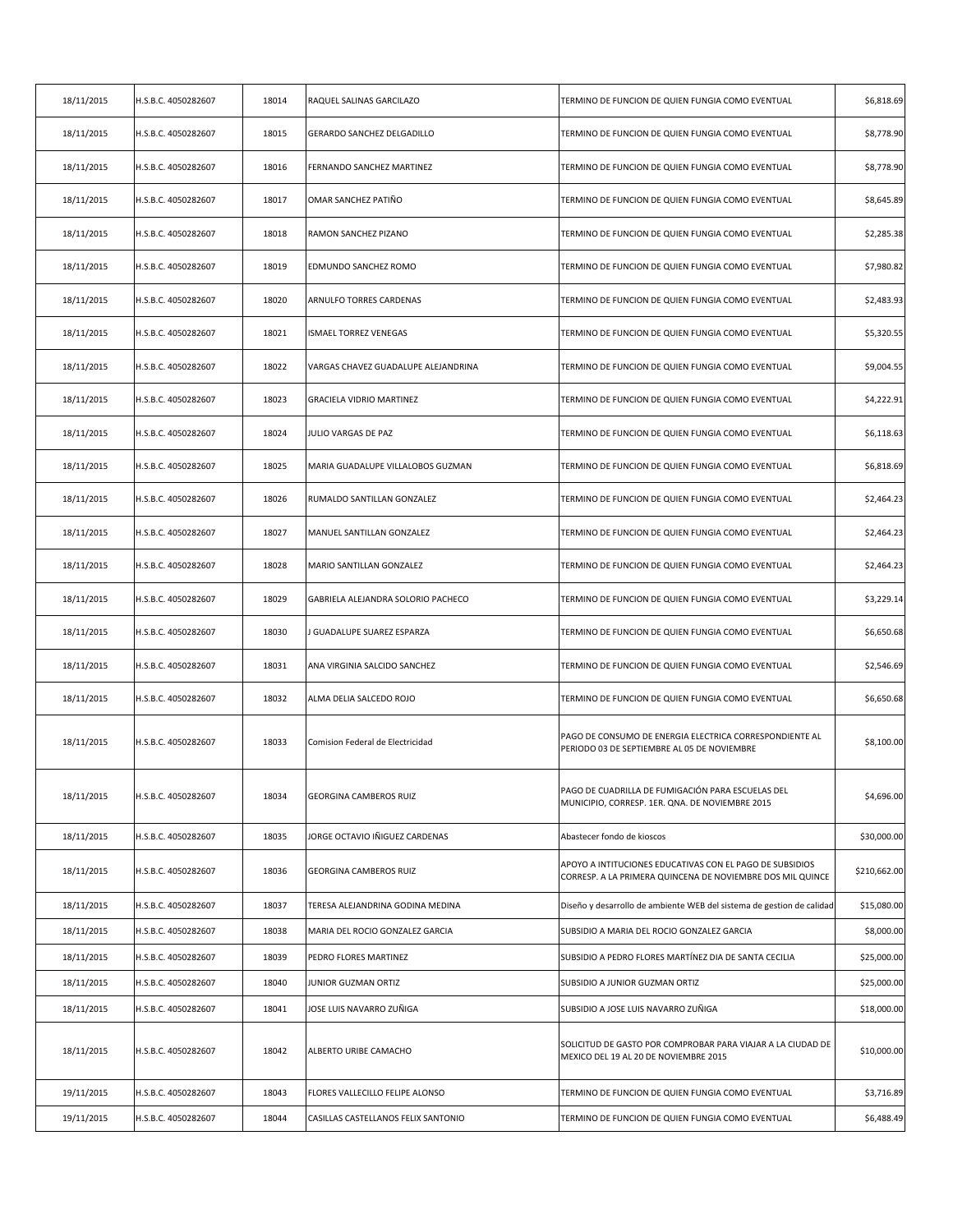| | | | | | |
|---|---|---|---|---|---|
| 18/11/2015 | H.S.B.C. 4050282607 | 18014 | RAQUEL SALINAS GARCILAZO | TERMINO DE FUNCION DE QUIEN FUNGIA COMO EVENTUAL | $6,818.69 |
| 18/11/2015 | H.S.B.C. 4050282607 | 18015 | GERARDO SANCHEZ DELGADILLO | TERMINO DE FUNCION DE QUIEN FUNGIA COMO EVENTUAL | $8,778.90 |
| 18/11/2015 | H.S.B.C. 4050282607 | 18016 | FERNANDO SANCHEZ MARTINEZ | TERMINO DE FUNCION DE QUIEN FUNGIA COMO EVENTUAL | $8,778.90 |
| 18/11/2015 | H.S.B.C. 4050282607 | 18017 | OMAR SANCHEZ PATIÑO | TERMINO DE FUNCION DE QUIEN FUNGIA COMO EVENTUAL | $8,645.89 |
| 18/11/2015 | H.S.B.C. 4050282607 | 18018 | RAMON SANCHEZ PIZANO | TERMINO DE FUNCION DE QUIEN FUNGIA COMO EVENTUAL | $2,285.38 |
| 18/11/2015 | H.S.B.C. 4050282607 | 18019 | EDMUNDO SANCHEZ ROMO | TERMINO DE FUNCION DE QUIEN FUNGIA COMO EVENTUAL | $7,980.82 |
| 18/11/2015 | H.S.B.C. 4050282607 | 18020 | ARNULFO TORRES CARDENAS | TERMINO DE FUNCION DE QUIEN FUNGIA COMO EVENTUAL | $2,483.93 |
| 18/11/2015 | H.S.B.C. 4050282607 | 18021 | ISMAEL TORREZ VENEGAS | TERMINO DE FUNCION DE QUIEN FUNGIA COMO EVENTUAL | $5,320.55 |
| 18/11/2015 | H.S.B.C. 4050282607 | 18022 | VARGAS CHAVEZ GUADALUPE ALEJANDRINA | TERMINO DE FUNCION DE QUIEN FUNGIA COMO EVENTUAL | $9,004.55 |
| 18/11/2015 | H.S.B.C. 4050282607 | 18023 | GRACIELA VIDRIO MARTINEZ | TERMINO DE FUNCION DE QUIEN FUNGIA COMO EVENTUAL | $4,222.91 |
| 18/11/2015 | H.S.B.C. 4050282607 | 18024 | JULIO VARGAS DE PAZ | TERMINO DE FUNCION DE QUIEN FUNGIA COMO EVENTUAL | $6,118.63 |
| 18/11/2015 | H.S.B.C. 4050282607 | 18025 | MARIA GUADALUPE VILLALOBOS GUZMAN | TERMINO DE FUNCION DE QUIEN FUNGIA COMO EVENTUAL | $6,818.69 |
| 18/11/2015 | H.S.B.C. 4050282607 | 18026 | RUMALDO SANTILLAN GONZALEZ | TERMINO DE FUNCION DE QUIEN FUNGIA COMO EVENTUAL | $2,464.23 |
| 18/11/2015 | H.S.B.C. 4050282607 | 18027 | MANUEL SANTILLAN GONZALEZ | TERMINO DE FUNCION DE QUIEN FUNGIA COMO EVENTUAL | $2,464.23 |
| 18/11/2015 | H.S.B.C. 4050282607 | 18028 | MARIO SANTILLAN GONZALEZ | TERMINO DE FUNCION DE QUIEN FUNGIA COMO EVENTUAL | $2,464.23 |
| 18/11/2015 | H.S.B.C. 4050282607 | 18029 | GABRIELA ALEJANDRA SOLORIO PACHECO | TERMINO DE FUNCION DE QUIEN FUNGIA COMO EVENTUAL | $3,229.14 |
| 18/11/2015 | H.S.B.C. 4050282607 | 18030 | J GUADALUPE SUAREZ ESPARZA | TERMINO DE FUNCION DE QUIEN FUNGIA COMO EVENTUAL | $6,650.68 |
| 18/11/2015 | H.S.B.C. 4050282607 | 18031 | ANA VIRGINIA SALCIDO SANCHEZ | TERMINO DE FUNCION DE QUIEN FUNGIA COMO EVENTUAL | $2,546.69 |
| 18/11/2015 | H.S.B.C. 4050282607 | 18032 | ALMA DELIA SALCEDO ROJO | TERMINO DE FUNCION DE QUIEN FUNGIA COMO EVENTUAL | $6,650.68 |
| 18/11/2015 | H.S.B.C. 4050282607 | 18033 | Comision Federal de Electricidad | PAGO DE CONSUMO DE ENERGIA ELECTRICA CORRESPONDIENTE AL PERIODO 03 DE SEPTIEMBRE AL 05 DE NOVIEMBRE | $8,100.00 |
| 18/11/2015 | H.S.B.C. 4050282607 | 18034 | GEORGINA CAMBEROS RUIZ | PAGO DE CUADRILLA DE FUMIGACIÓN PARA ESCUELAS DEL MUNICIPIO, CORRESP. 1ER. QNA. DE NOVIEMBRE 2015 | $4,696.00 |
| 18/11/2015 | H.S.B.C. 4050282607 | 18035 | JORGE OCTAVIO IÑIGUEZ CARDENAS | Abastecer fondo de kioscos | $30,000.00 |
| 18/11/2015 | H.S.B.C. 4050282607 | 18036 | GEORGINA CAMBEROS RUIZ | APOYO A INTITUCIONES EDUCATIVAS CON EL PAGO DE SUBSIDIOS CORRESP. A LA PRIMERA QUINCENA DE NOVIEMBRE DOS MIL QUINCE | $210,662.00 |
| 18/11/2015 | H.S.B.C. 4050282607 | 18037 | TERESA ALEJANDRINA GODINA MEDINA | Diseño y desarrollo de ambiente WEB del sistema de gestion de calidad | $15,080.00 |
| 18/11/2015 | H.S.B.C. 4050282607 | 18038 | MARIA DEL ROCIO GONZALEZ GARCIA | SUBSIDIO A MARIA DEL ROCIO GONZALEZ GARCIA | $8,000.00 |
| 18/11/2015 | H.S.B.C. 4050282607 | 18039 | PEDRO FLORES MARTINEZ | SUBSIDIO A PEDRO FLORES MARTÍNEZ DIA DE SANTA CECILIA | $25,000.00 |
| 18/11/2015 | H.S.B.C. 4050282607 | 18040 | JUNIOR GUZMAN ORTIZ | SUBSIDIO A JUNIOR GUZMAN ORTIZ | $25,000.00 |
| 18/11/2015 | H.S.B.C. 4050282607 | 18041 | JOSE LUIS NAVARRO ZUÑIGA | SUBSIDIO A JOSE LUIS NAVARRO ZUÑIGA | $18,000.00 |
| 18/11/2015 | H.S.B.C. 4050282607 | 18042 | ALBERTO URIBE CAMACHO | SOLICITUD DE GASTO POR COMPROBAR PARA VIAJAR A LA CIUDAD DE MEXICO DEL 19 AL 20 DE NOVIEMBRE 2015 | $10,000.00 |
| 19/11/2015 | H.S.B.C. 4050282607 | 18043 | FLORES VALLECILLO FELIPE ALONSO | TERMINO DE FUNCION DE QUIEN FUNGIA COMO EVENTUAL | $3,716.89 |
| 19/11/2015 | H.S.B.C. 4050282607 | 18044 | CASILLAS CASTELLANOS FELIX SANTONIO | TERMINO DE FUNCION DE QUIEN FUNGIA COMO EVENTUAL | $6,488.49 |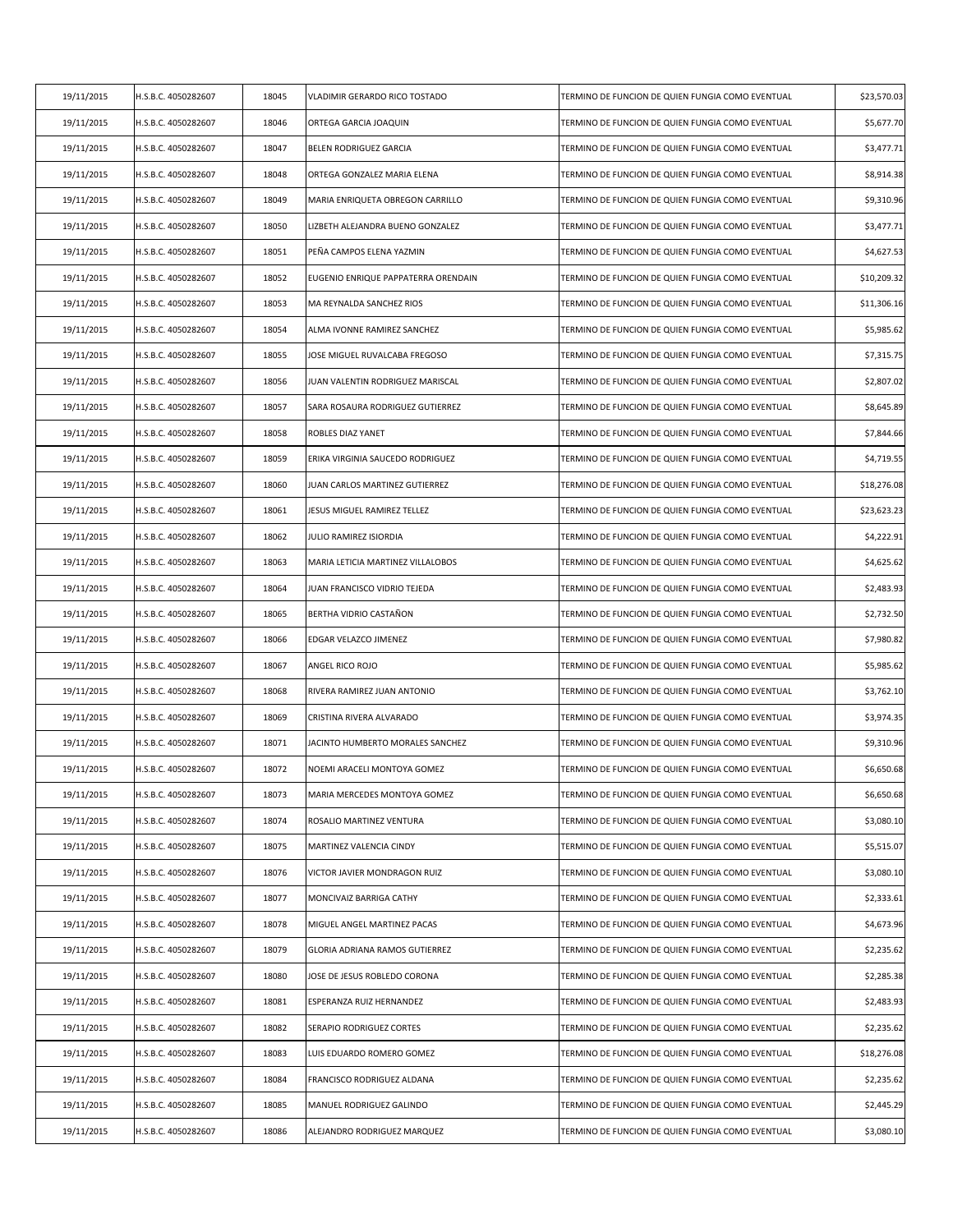| 19/11/2015 | H.S.B.C. 4050282607 | 18045 | VLADIMIR GERARDO RICO TOSTADO | TERMINO DE FUNCION DE QUIEN FUNGIA COMO EVENTUAL | $23,570.03 |
|---|---|---|---|---|---|
| 19/11/2015 | H.S.B.C. 4050282607 | 18046 | ORTEGA GARCIA JOAQUIN | TERMINO DE FUNCION DE QUIEN FUNGIA COMO EVENTUAL | $5,677.70 |
| 19/11/2015 | H.S.B.C. 4050282607 | 18047 | BELEN RODRIGUEZ GARCIA | TERMINO DE FUNCION DE QUIEN FUNGIA COMO EVENTUAL | $3,477.71 |
| 19/11/2015 | H.S.B.C. 4050282607 | 18048 | ORTEGA GONZALEZ MARIA ELENA | TERMINO DE FUNCION DE QUIEN FUNGIA COMO EVENTUAL | $8,914.38 |
| 19/11/2015 | H.S.B.C. 4050282607 | 18049 | MARIA ENRIQUETA OBREGON CARRILLO | TERMINO DE FUNCION DE QUIEN FUNGIA COMO EVENTUAL | $9,310.96 |
| 19/11/2015 | H.S.B.C. 4050282607 | 18050 | LIZBETH ALEJANDRA BUENO GONZALEZ | TERMINO DE FUNCION DE QUIEN FUNGIA COMO EVENTUAL | $3,477.71 |
| 19/11/2015 | H.S.B.C. 4050282607 | 18051 | PEÑA CAMPOS ELENA YAZMIN | TERMINO DE FUNCION DE QUIEN FUNGIA COMO EVENTUAL | $4,627.53 |
| 19/11/2015 | H.S.B.C. 4050282607 | 18052 | EUGENIO ENRIQUE PAPPATERRA ORENDAIN | TERMINO DE FUNCION DE QUIEN FUNGIA COMO EVENTUAL | $10,209.32 |
| 19/11/2015 | H.S.B.C. 4050282607 | 18053 | MA REYNALDA SANCHEZ RIOS | TERMINO DE FUNCION DE QUIEN FUNGIA COMO EVENTUAL | $11,306.16 |
| 19/11/2015 | H.S.B.C. 4050282607 | 18054 | ALMA IVONNE RAMIREZ SANCHEZ | TERMINO DE FUNCION DE QUIEN FUNGIA COMO EVENTUAL | $5,985.62 |
| 19/11/2015 | H.S.B.C. 4050282607 | 18055 | JOSE MIGUEL RUVALCABA FREGOSO | TERMINO DE FUNCION DE QUIEN FUNGIA COMO EVENTUAL | $7,315.75 |
| 19/11/2015 | H.S.B.C. 4050282607 | 18056 | JUAN VALENTIN RODRIGUEZ MARISCAL | TERMINO DE FUNCION DE QUIEN FUNGIA COMO EVENTUAL | $2,807.02 |
| 19/11/2015 | H.S.B.C. 4050282607 | 18057 | SARA ROSAURA RODRIGUEZ GUTIERREZ | TERMINO DE FUNCION DE QUIEN FUNGIA COMO EVENTUAL | $8,645.89 |
| 19/11/2015 | H.S.B.C. 4050282607 | 18058 | ROBLES DIAZ YANET | TERMINO DE FUNCION DE QUIEN FUNGIA COMO EVENTUAL | $7,844.66 |
| 19/11/2015 | H.S.B.C. 4050282607 | 18059 | ERIKA VIRGINIA SAUCEDO RODRIGUEZ | TERMINO DE FUNCION DE QUIEN FUNGIA COMO EVENTUAL | $4,719.55 |
| 19/11/2015 | H.S.B.C. 4050282607 | 18060 | JUAN CARLOS MARTINEZ GUTIERREZ | TERMINO DE FUNCION DE QUIEN FUNGIA COMO EVENTUAL | $18,276.08 |
| 19/11/2015 | H.S.B.C. 4050282607 | 18061 | JESUS MIGUEL RAMIREZ TELLEZ | TERMINO DE FUNCION DE QUIEN FUNGIA COMO EVENTUAL | $23,623.23 |
| 19/11/2015 | H.S.B.C. 4050282607 | 18062 | JULIO RAMIREZ ISIORDIA | TERMINO DE FUNCION DE QUIEN FUNGIA COMO EVENTUAL | $4,222.91 |
| 19/11/2015 | H.S.B.C. 4050282607 | 18063 | MARIA LETICIA MARTINEZ VILLALOBOS | TERMINO DE FUNCION DE QUIEN FUNGIA COMO EVENTUAL | $4,625.62 |
| 19/11/2015 | H.S.B.C. 4050282607 | 18064 | JUAN FRANCISCO VIDRIO TEJEDA | TERMINO DE FUNCION DE QUIEN FUNGIA COMO EVENTUAL | $2,483.93 |
| 19/11/2015 | H.S.B.C. 4050282607 | 18065 | BERTHA VIDRIO CASTAÑON | TERMINO DE FUNCION DE QUIEN FUNGIA COMO EVENTUAL | $2,732.50 |
| 19/11/2015 | H.S.B.C. 4050282607 | 18066 | EDGAR VELAZCO JIMENEZ | TERMINO DE FUNCION DE QUIEN FUNGIA COMO EVENTUAL | $7,980.82 |
| 19/11/2015 | H.S.B.C. 4050282607 | 18067 | ANGEL RICO ROJO | TERMINO DE FUNCION DE QUIEN FUNGIA COMO EVENTUAL | $5,985.62 |
| 19/11/2015 | H.S.B.C. 4050282607 | 18068 | RIVERA RAMIREZ JUAN ANTONIO | TERMINO DE FUNCION DE QUIEN FUNGIA COMO EVENTUAL | $3,762.10 |
| 19/11/2015 | H.S.B.C. 4050282607 | 18069 | CRISTINA RIVERA ALVARADO | TERMINO DE FUNCION DE QUIEN FUNGIA COMO EVENTUAL | $3,974.35 |
| 19/11/2015 | H.S.B.C. 4050282607 | 18071 | JACINTO HUMBERTO MORALES SANCHEZ | TERMINO DE FUNCION DE QUIEN FUNGIA COMO EVENTUAL | $9,310.96 |
| 19/11/2015 | H.S.B.C. 4050282607 | 18072 | NOEMI ARACELI MONTOYA GOMEZ | TERMINO DE FUNCION DE QUIEN FUNGIA COMO EVENTUAL | $6,650.68 |
| 19/11/2015 | H.S.B.C. 4050282607 | 18073 | MARIA MERCEDES MONTOYA GOMEZ | TERMINO DE FUNCION DE QUIEN FUNGIA COMO EVENTUAL | $6,650.68 |
| 19/11/2015 | H.S.B.C. 4050282607 | 18074 | ROSALIO MARTINEZ VENTURA | TERMINO DE FUNCION DE QUIEN FUNGIA COMO EVENTUAL | $3,080.10 |
| 19/11/2015 | H.S.B.C. 4050282607 | 18075 | MARTINEZ VALENCIA CINDY | TERMINO DE FUNCION DE QUIEN FUNGIA COMO EVENTUAL | $5,515.07 |
| 19/11/2015 | H.S.B.C. 4050282607 | 18076 | VICTOR JAVIER MONDRAGON RUIZ | TERMINO DE FUNCION DE QUIEN FUNGIA COMO EVENTUAL | $3,080.10 |
| 19/11/2015 | H.S.B.C. 4050282607 | 18077 | MONCIVAIZ BARRIGA CATHY | TERMINO DE FUNCION DE QUIEN FUNGIA COMO EVENTUAL | $2,333.61 |
| 19/11/2015 | H.S.B.C. 4050282607 | 18078 | MIGUEL ANGEL MARTINEZ PACAS | TERMINO DE FUNCION DE QUIEN FUNGIA COMO EVENTUAL | $4,673.96 |
| 19/11/2015 | H.S.B.C. 4050282607 | 18079 | GLORIA ADRIANA RAMOS GUTIERREZ | TERMINO DE FUNCION DE QUIEN FUNGIA COMO EVENTUAL | $2,235.62 |
| 19/11/2015 | H.S.B.C. 4050282607 | 18080 | JOSE DE JESUS ROBLEDO CORONA | TERMINO DE FUNCION DE QUIEN FUNGIA COMO EVENTUAL | $2,285.38 |
| 19/11/2015 | H.S.B.C. 4050282607 | 18081 | ESPERANZA RUIZ HERNANDEZ | TERMINO DE FUNCION DE QUIEN FUNGIA COMO EVENTUAL | $2,483.93 |
| 19/11/2015 | H.S.B.C. 4050282607 | 18082 | SERAPIO RODRIGUEZ CORTES | TERMINO DE FUNCION DE QUIEN FUNGIA COMO EVENTUAL | $2,235.62 |
| 19/11/2015 | H.S.B.C. 4050282607 | 18083 | LUIS EDUARDO ROMERO GOMEZ | TERMINO DE FUNCION DE QUIEN FUNGIA COMO EVENTUAL | $18,276.08 |
| 19/11/2015 | H.S.B.C. 4050282607 | 18084 | FRANCISCO RODRIGUEZ ALDANA | TERMINO DE FUNCION DE QUIEN FUNGIA COMO EVENTUAL | $2,235.62 |
| 19/11/2015 | H.S.B.C. 4050282607 | 18085 | MANUEL RODRIGUEZ GALINDO | TERMINO DE FUNCION DE QUIEN FUNGIA COMO EVENTUAL | $2,445.29 |
| 19/11/2015 | H.S.B.C. 4050282607 | 18086 | ALEJANDRO RODRIGUEZ MARQUEZ | TERMINO DE FUNCION DE QUIEN FUNGIA COMO EVENTUAL | $3,080.10 |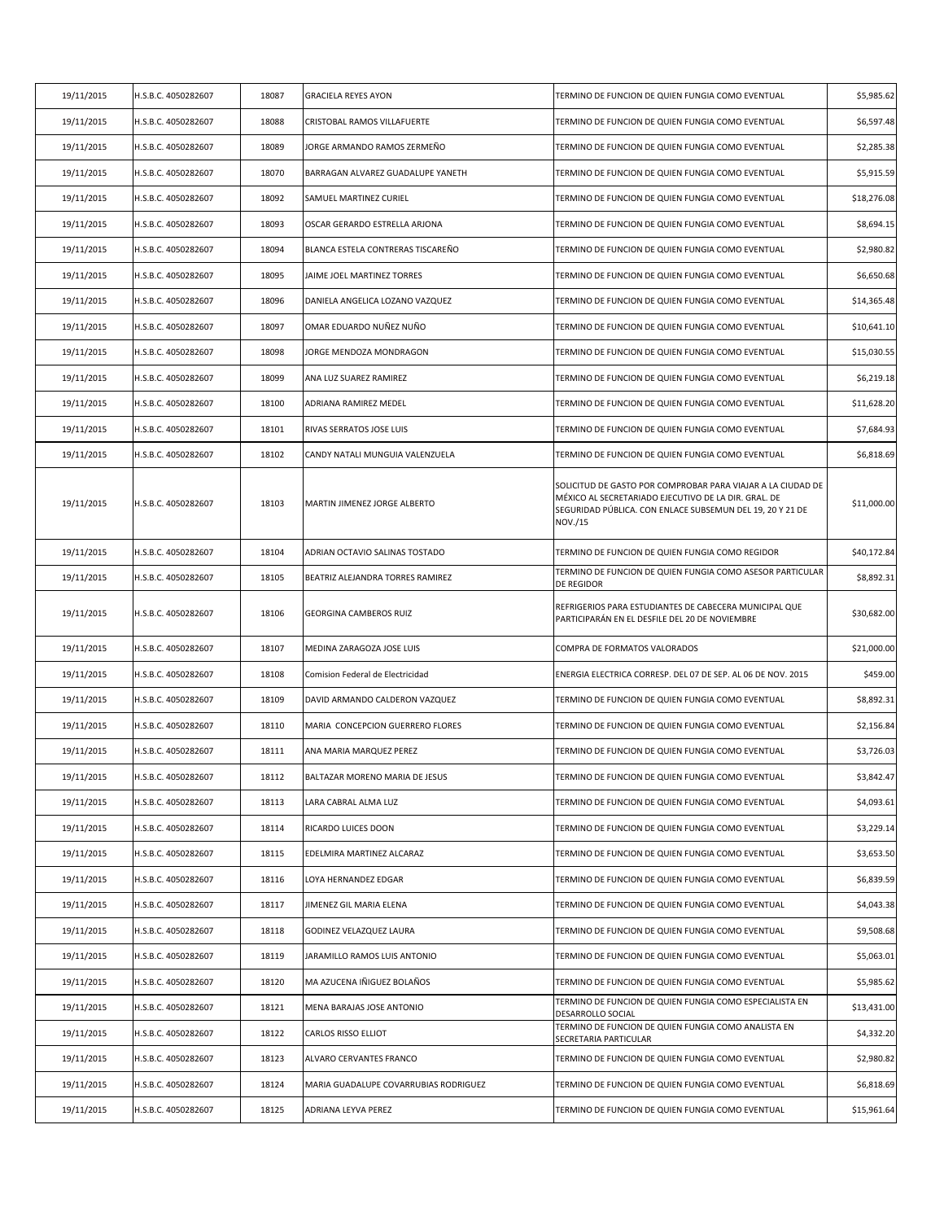| 19/11/2015 | H.S.B.C. 4050282607 | 18087 | GRACIELA REYES AYON | TERMINO DE FUNCION DE QUIEN FUNGIA COMO EVENTUAL | $5,985.62 |
|---|---|---|---|---|---|
| 19/11/2015 | H.S.B.C. 4050282607 | 18088 | CRISTOBAL RAMOS VILLAFUERTE | TERMINO DE FUNCION DE QUIEN FUNGIA COMO EVENTUAL | $6,597.48 |
| 19/11/2015 | H.S.B.C. 4050282607 | 18089 | JORGE ARMANDO RAMOS ZERMEÑO | TERMINO DE FUNCION DE QUIEN FUNGIA COMO EVENTUAL | $2,285.38 |
| 19/11/2015 | H.S.B.C. 4050282607 | 18070 | BARRAGAN ALVAREZ GUADALUPE YANETH | TERMINO DE FUNCION DE QUIEN FUNGIA COMO EVENTUAL | $5,915.59 |
| 19/11/2015 | H.S.B.C. 4050282607 | 18092 | SAMUEL MARTINEZ CURIEL | TERMINO DE FUNCION DE QUIEN FUNGIA COMO EVENTUAL | $18,276.08 |
| 19/11/2015 | H.S.B.C. 4050282607 | 18093 | OSCAR GERARDO ESTRELLA ARJONA | TERMINO DE FUNCION DE QUIEN FUNGIA COMO EVENTUAL | $8,694.15 |
| 19/11/2015 | H.S.B.C. 4050282607 | 18094 | BLANCA ESTELA CONTRERAS TISCAREÑO | TERMINO DE FUNCION DE QUIEN FUNGIA COMO EVENTUAL | $2,980.82 |
| 19/11/2015 | H.S.B.C. 4050282607 | 18095 | JAIME JOEL MARTINEZ TORRES | TERMINO DE FUNCION DE QUIEN FUNGIA COMO EVENTUAL | $6,650.68 |
| 19/11/2015 | H.S.B.C. 4050282607 | 18096 | DANIELA ANGELICA LOZANO VAZQUEZ | TERMINO DE FUNCION DE QUIEN FUNGIA COMO EVENTUAL | $14,365.48 |
| 19/11/2015 | H.S.B.C. 4050282607 | 18097 | OMAR EDUARDO NUÑEZ NUÑO | TERMINO DE FUNCION DE QUIEN FUNGIA COMO EVENTUAL | $10,641.10 |
| 19/11/2015 | H.S.B.C. 4050282607 | 18098 | JORGE MENDOZA MONDRAGON | TERMINO DE FUNCION DE QUIEN FUNGIA COMO EVENTUAL | $15,030.55 |
| 19/11/2015 | H.S.B.C. 4050282607 | 18099 | ANA LUZ SUAREZ RAMIREZ | TERMINO DE FUNCION DE QUIEN FUNGIA COMO EVENTUAL | $6,219.18 |
| 19/11/2015 | H.S.B.C. 4050282607 | 18100 | ADRIANA RAMIREZ MEDEL | TERMINO DE FUNCION DE QUIEN FUNGIA COMO EVENTUAL | $11,628.20 |
| 19/11/2015 | H.S.B.C. 4050282607 | 18101 | RIVAS SERRATOS JOSE LUIS | TERMINO DE FUNCION DE QUIEN FUNGIA COMO EVENTUAL | $7,684.93 |
| 19/11/2015 | H.S.B.C. 4050282607 | 18102 | CANDY NATALI MUNGUIA VALENZUELA | TERMINO DE FUNCION DE QUIEN FUNGIA COMO EVENTUAL | $6,818.69 |
| 19/11/2015 | H.S.B.C. 4050282607 | 18103 | MARTIN JIMENEZ JORGE ALBERTO | SOLICITUD DE GASTO POR COMPROBAR PARA VIAJAR A LA CIUDAD DE MÉXICO AL SECRETARIADO EJECUTIVO DE LA DIR. GRAL. DE SEGURIDAD PÚBLICA. CON ENLACE SUBSEMUN DEL 19, 20 Y 21 DE NOV./15 | $11,000.00 |
| 19/11/2015 | H.S.B.C. 4050282607 | 18104 | ADRIAN OCTAVIO SALINAS TOSTADO | TERMINO DE FUNCION DE QUIEN FUNGIA COMO REGIDOR | $40,172.84 |
| 19/11/2015 | H.S.B.C. 4050282607 | 18105 | BEATRIZ ALEJANDRA TORRES RAMIREZ | TERMINO DE FUNCION DE QUIEN FUNGIA COMO ASESOR PARTICULAR DE REGIDOR | $8,892.31 |
| 19/11/2015 | H.S.B.C. 4050282607 | 18106 | GEORGINA CAMBEROS RUIZ | REFRIGERIOS PARA ESTUDIANTES DE CABECERA MUNICIPAL QUE PARTICIPARÁN EN EL DESFILE DEL 20 DE NOVIEMBRE | $30,682.00 |
| 19/11/2015 | H.S.B.C. 4050282607 | 18107 | MEDINA ZARAGOZA JOSE LUIS | COMPRA DE FORMATOS VALORADOS | $21,000.00 |
| 19/11/2015 | H.S.B.C. 4050282607 | 18108 | Comision Federal de Electricidad | ENERGIA ELECTRICA CORRESP. DEL 07 DE SEP. AL 06 DE NOV. 2015 | $459.00 |
| 19/11/2015 | H.S.B.C. 4050282607 | 18109 | DAVID ARMANDO CALDERON VAZQUEZ | TERMINO DE FUNCION DE QUIEN FUNGIA COMO EVENTUAL | $8,892.31 |
| 19/11/2015 | H.S.B.C. 4050282607 | 18110 | MARIA CONCEPCION GUERRERO FLORES | TERMINO DE FUNCION DE QUIEN FUNGIA COMO EVENTUAL | $2,156.84 |
| 19/11/2015 | H.S.B.C. 4050282607 | 18111 | ANA MARIA MARQUEZ PEREZ | TERMINO DE FUNCION DE QUIEN FUNGIA COMO EVENTUAL | $3,726.03 |
| 19/11/2015 | H.S.B.C. 4050282607 | 18112 | BALTAZAR MORENO MARIA DE JESUS | TERMINO DE FUNCION DE QUIEN FUNGIA COMO EVENTUAL | $3,842.47 |
| 19/11/2015 | H.S.B.C. 4050282607 | 18113 | LARA CABRAL ALMA LUZ | TERMINO DE FUNCION DE QUIEN FUNGIA COMO EVENTUAL | $4,093.61 |
| 19/11/2015 | H.S.B.C. 4050282607 | 18114 | RICARDO LUICES DOON | TERMINO DE FUNCION DE QUIEN FUNGIA COMO EVENTUAL | $3,229.14 |
| 19/11/2015 | H.S.B.C. 4050282607 | 18115 | EDELMIRA MARTINEZ ALCARAZ | TERMINO DE FUNCION DE QUIEN FUNGIA COMO EVENTUAL | $3,653.50 |
| 19/11/2015 | H.S.B.C. 4050282607 | 18116 | LOYA HERNANDEZ EDGAR | TERMINO DE FUNCION DE QUIEN FUNGIA COMO EVENTUAL | $6,839.59 |
| 19/11/2015 | H.S.B.C. 4050282607 | 18117 | JIMENEZ GIL MARIA ELENA | TERMINO DE FUNCION DE QUIEN FUNGIA COMO EVENTUAL | $4,043.38 |
| 19/11/2015 | H.S.B.C. 4050282607 | 18118 | GODINEZ VELAZQUEZ LAURA | TERMINO DE FUNCION DE QUIEN FUNGIA COMO EVENTUAL | $9,508.68 |
| 19/11/2015 | H.S.B.C. 4050282607 | 18119 | JARAMILLO RAMOS LUIS ANTONIO | TERMINO DE FUNCION DE QUIEN FUNGIA COMO EVENTUAL | $5,063.01 |
| 19/11/2015 | H.S.B.C. 4050282607 | 18120 | MA AZUCENA IÑIGUEZ BOLAÑOS | TERMINO DE FUNCION DE QUIEN FUNGIA COMO EVENTUAL | $5,985.62 |
| 19/11/2015 | H.S.B.C. 4050282607 | 18121 | MENA BARAJAS JOSE ANTONIO | TERMINO DE FUNCION DE QUIEN FUNGIA COMO ESPECIALISTA EN DESARROLLO SOCIAL | $13,431.00 |
| 19/11/2015 | H.S.B.C. 4050282607 | 18122 | CARLOS RISSO ELLIOT | TERMINO DE FUNCION DE QUIEN FUNGIA COMO ANALISTA EN SECRETARIA PARTICULAR | $4,332.20 |
| 19/11/2015 | H.S.B.C. 4050282607 | 18123 | ALVARO CERVANTES FRANCO | TERMINO DE FUNCION DE QUIEN FUNGIA COMO EVENTUAL | $2,980.82 |
| 19/11/2015 | H.S.B.C. 4050282607 | 18124 | MARIA GUADALUPE COVARRUBIAS RODRIGUEZ | TERMINO DE FUNCION DE QUIEN FUNGIA COMO EVENTUAL | $6,818.69 |
| 19/11/2015 | H.S.B.C. 4050282607 | 18125 | ADRIANA LEYVA PEREZ | TERMINO DE FUNCION DE QUIEN FUNGIA COMO EVENTUAL | $15,961.64 |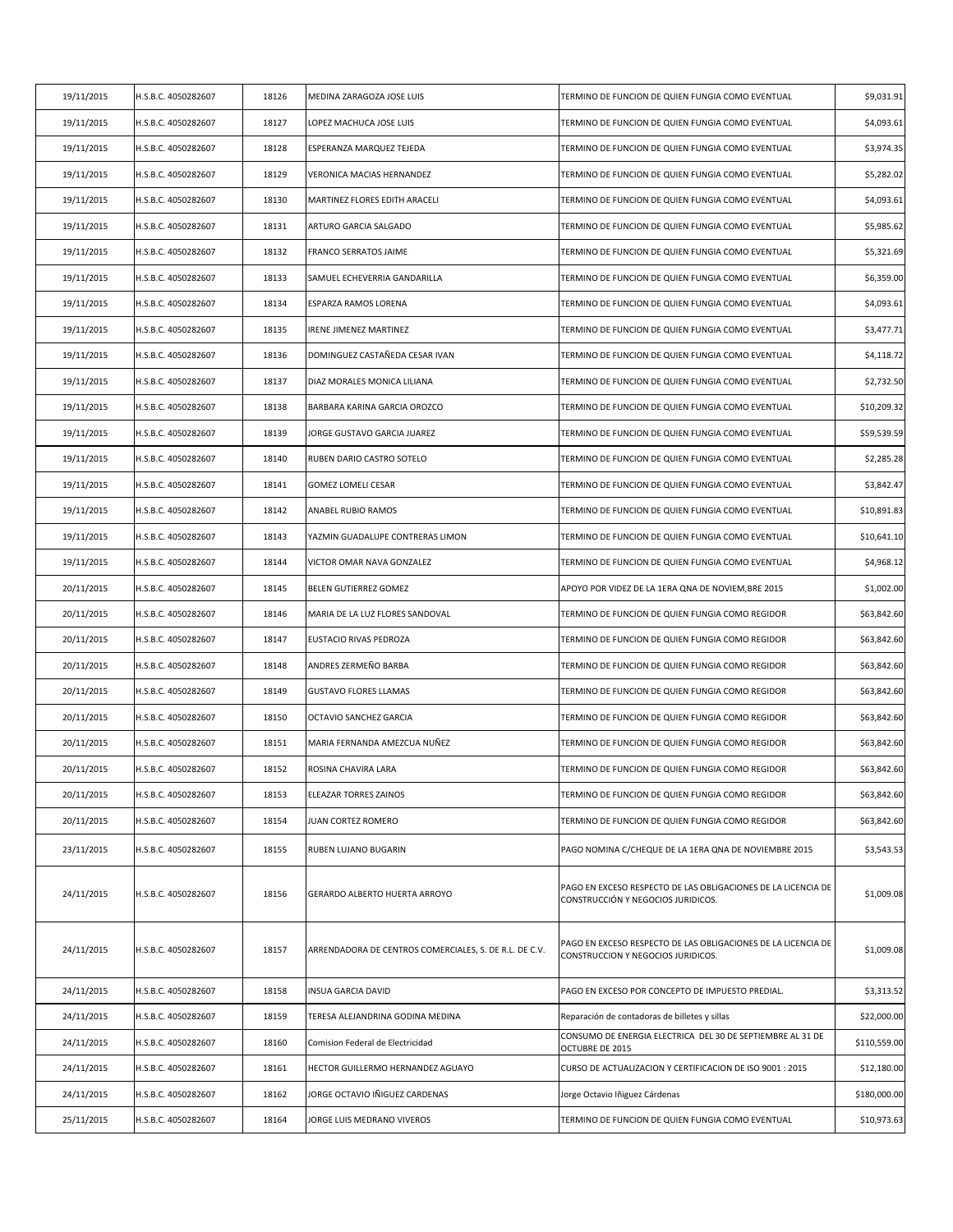| 19/11/2015 | H.S.B.C. 4050282607 | 18126 | MEDINA ZARAGOZA JOSE LUIS | TERMINO DE FUNCION DE QUIEN FUNGIA COMO EVENTUAL | $9,031.91 |
|---|---|---|---|---|---|
| 19/11/2015 | H.S.B.C. 4050282607 | 18127 | LOPEZ MACHUCA JOSE LUIS | TERMINO DE FUNCION DE QUIEN FUNGIA COMO EVENTUAL | $4,093.61 |
| 19/11/2015 | H.S.B.C. 4050282607 | 18128 | ESPERANZA MARQUEZ TEJEDA | TERMINO DE FUNCION DE QUIEN FUNGIA COMO EVENTUAL | $3,974.35 |
| 19/11/2015 | H.S.B.C. 4050282607 | 18129 | VERONICA MACIAS HERNANDEZ | TERMINO DE FUNCION DE QUIEN FUNGIA COMO EVENTUAL | $5,282.02 |
| 19/11/2015 | H.S.B.C. 4050282607 | 18130 | MARTINEZ FLORES EDITH ARACELI | TERMINO DE FUNCION DE QUIEN FUNGIA COMO EVENTUAL | $4,093.61 |
| 19/11/2015 | H.S.B.C. 4050282607 | 18131 | ARTURO GARCIA SALGADO | TERMINO DE FUNCION DE QUIEN FUNGIA COMO EVENTUAL | $5,985.62 |
| 19/11/2015 | H.S.B.C. 4050282607 | 18132 | FRANCO SERRATOS JAIME | TERMINO DE FUNCION DE QUIEN FUNGIA COMO EVENTUAL | $5,321.69 |
| 19/11/2015 | H.S.B.C. 4050282607 | 18133 | SAMUEL ECHEVERRIA GANDARILLA | TERMINO DE FUNCION DE QUIEN FUNGIA COMO EVENTUAL | $6,359.00 |
| 19/11/2015 | H.S.B.C. 4050282607 | 18134 | ESPARZA RAMOS LORENA | TERMINO DE FUNCION DE QUIEN FUNGIA COMO EVENTUAL | $4,093.61 |
| 19/11/2015 | H.S.B.C. 4050282607 | 18135 | IRENE JIMENEZ MARTINEZ | TERMINO DE FUNCION DE QUIEN FUNGIA COMO EVENTUAL | $3,477.71 |
| 19/11/2015 | H.S.B.C. 4050282607 | 18136 | DOMINGUEZ CASTAÑEDA CESAR IVAN | TERMINO DE FUNCION DE QUIEN FUNGIA COMO EVENTUAL | $4,118.72 |
| 19/11/2015 | H.S.B.C. 4050282607 | 18137 | DIAZ MORALES MONICA LILIANA | TERMINO DE FUNCION DE QUIEN FUNGIA COMO EVENTUAL | $2,732.50 |
| 19/11/2015 | H.S.B.C. 4050282607 | 18138 | BARBARA KARINA GARCIA OROZCO | TERMINO DE FUNCION DE QUIEN FUNGIA COMO EVENTUAL | $10,209.32 |
| 19/11/2015 | H.S.B.C. 4050282607 | 18139 | JORGE GUSTAVO GARCIA JUAREZ | TERMINO DE FUNCION DE QUIEN FUNGIA COMO EVENTUAL | $59,539.59 |
| 19/11/2015 | H.S.B.C. 4050282607 | 18140 | RUBEN DARIO CASTRO SOTELO | TERMINO DE FUNCION DE QUIEN FUNGIA COMO EVENTUAL | $2,285.28 |
| 19/11/2015 | H.S.B.C. 4050282607 | 18141 | GOMEZ LOMELI CESAR | TERMINO DE FUNCION DE QUIEN FUNGIA COMO EVENTUAL | $3,842.47 |
| 19/11/2015 | H.S.B.C. 4050282607 | 18142 | ANABEL RUBIO RAMOS | TERMINO DE FUNCION DE QUIEN FUNGIA COMO EVENTUAL | $10,891.83 |
| 19/11/2015 | H.S.B.C. 4050282607 | 18143 | YAZMIN GUADALUPE CONTRERAS LIMON | TERMINO DE FUNCION DE QUIEN FUNGIA COMO EVENTUAL | $10,641.10 |
| 19/11/2015 | H.S.B.C. 4050282607 | 18144 | VICTOR OMAR NAVA GONZALEZ | TERMINO DE FUNCION DE QUIEN FUNGIA COMO EVENTUAL | $4,968.12 |
| 20/11/2015 | H.S.B.C. 4050282607 | 18145 | BELEN GUTIERREZ GOMEZ | APOYO POR VIDEZ DE LA 1ERA QNA DE NOVIEM,BRE 2015 | $1,002.00 |
| 20/11/2015 | H.S.B.C. 4050282607 | 18146 | MARIA DE LA LUZ FLORES SANDOVAL | TERMINO DE FUNCION DE QUIEN FUNGIA COMO REGIDOR | $63,842.60 |
| 20/11/2015 | H.S.B.C. 4050282607 | 18147 | EUSTACIO RIVAS PEDROZA | TERMINO DE FUNCION DE QUIEN FUNGIA COMO REGIDOR | $63,842.60 |
| 20/11/2015 | H.S.B.C. 4050282607 | 18148 | ANDRES ZERMEÑO BARBA | TERMINO DE FUNCION DE QUIEN FUNGIA COMO REGIDOR | $63,842.60 |
| 20/11/2015 | H.S.B.C. 4050282607 | 18149 | GUSTAVO FLORES LLAMAS | TERMINO DE FUNCION DE QUIEN FUNGIA COMO REGIDOR | $63,842.60 |
| 20/11/2015 | H.S.B.C. 4050282607 | 18150 | OCTAVIO SANCHEZ GARCIA | TERMINO DE FUNCION DE QUIEN FUNGIA COMO REGIDOR | $63,842.60 |
| 20/11/2015 | H.S.B.C. 4050282607 | 18151 | MARIA FERNANDA AMEZCUA NUÑEZ | TERMINO DE FUNCION DE QUIEN FUNGIA COMO REGIDOR | $63,842.60 |
| 20/11/2015 | H.S.B.C. 4050282607 | 18152 | ROSINA CHAVIRA LARA | TERMINO DE FUNCION DE QUIEN FUNGIA COMO REGIDOR | $63,842.60 |
| 20/11/2015 | H.S.B.C. 4050282607 | 18153 | ELEAZAR TORRES ZAINOS | TERMINO DE FUNCION DE QUIEN FUNGIA COMO REGIDOR | $63,842.60 |
| 20/11/2015 | H.S.B.C. 4050282607 | 18154 | JUAN CORTEZ ROMERO | TERMINO DE FUNCION DE QUIEN FUNGIA COMO REGIDOR | $63,842.60 |
| 23/11/2015 | H.S.B.C. 4050282607 | 18155 | RUBEN LUJANO BUGARIN | PAGO NOMINA C/CHEQUE DE LA 1ERA QNA DE NOVIEMBRE 2015 | $3,543.53 |
| 24/11/2015 | H.S.B.C. 4050282607 | 18156 | GERARDO ALBERTO HUERTA ARROYO | PAGO EN EXCESO RESPECTO DE LAS OBLIGACIONES DE LA LICENCIA DE CONSTRUCCIÓN Y NEGOCIOS JURIDICOS. | $1,009.08 |
| 24/11/2015 | H.S.B.C. 4050282607 | 18157 | ARRENDADORA DE CENTROS COMERCIALES, S. DE R.L. DE C.V. | PAGO EN EXCESO RESPECTO DE LAS OBLIGACIONES DE LA LICENCIA DE CONSTRUCCION Y NEGOCIOS JURIDICOS. | $1,009.08 |
| 24/11/2015 | H.S.B.C. 4050282607 | 18158 | INSUA GARCIA DAVID | PAGO EN EXCESO POR CONCEPTO DE IMPUESTO PREDIAL. | $3,313.52 |
| 24/11/2015 | H.S.B.C. 4050282607 | 18159 | TERESA ALEJANDRINA GODINA MEDINA | Reparación de contadoras de billetes y sillas | $22,000.00 |
| 24/11/2015 | H.S.B.C. 4050282607 | 18160 | Comision Federal de Electricidad | CONSUMO DE ENERGIA ELECTRICA DEL 30 DE SEPTIEMBRE AL 31 DE OCTUBRE DE 2015 | $110,559.00 |
| 24/11/2015 | H.S.B.C. 4050282607 | 18161 | HECTOR GUILLERMO HERNANDEZ AGUAYO | CURSO DE ACTUALIZACION Y CERTIFICACION DE ISO 9001 : 2015 | $12,180.00 |
| 24/11/2015 | H.S.B.C. 4050282607 | 18162 | JORGE OCTAVIO IÑIGUEZ CARDENAS | Jorge Octavio Iñiguez Cárdenas | $180,000.00 |
| 25/11/2015 | H.S.B.C. 4050282607 | 18164 | JORGE LUIS MEDRANO VIVEROS | TERMINO DE FUNCION DE QUIEN FUNGIA COMO EVENTUAL | $10,973.63 |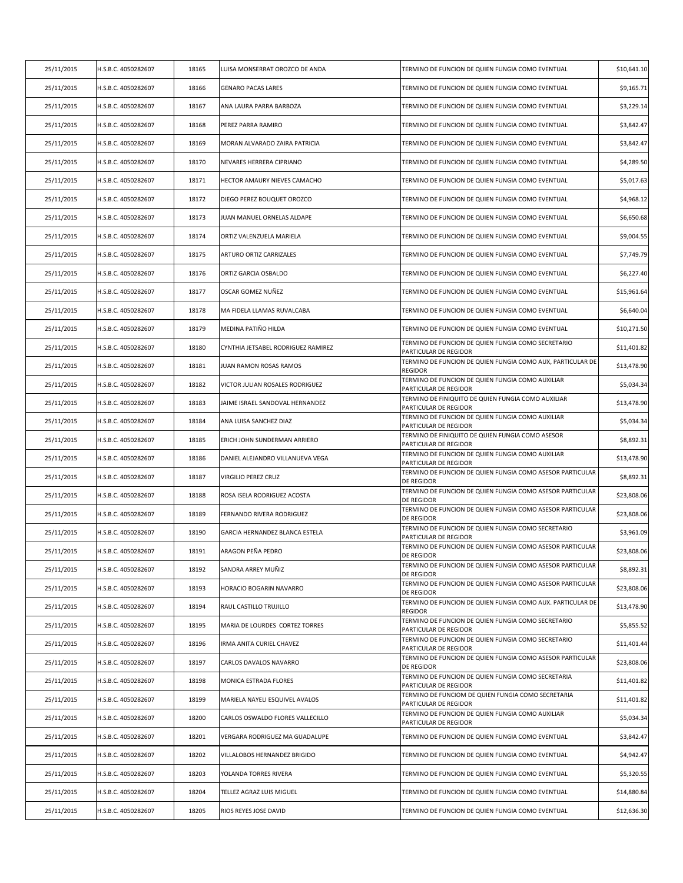| | | | | | |
|---|---|---|---|---|---|
| 25/11/2015 | H.S.B.C. 4050282607 | 18165 | LUISA MONSERRAT OROZCO DE ANDA | TERMINO DE FUNCION DE QUIEN FUNGIA COMO EVENTUAL | $10,641.10 |
| 25/11/2015 | H.S.B.C. 4050282607 | 18166 | GENARO PACAS LARES | TERMINO DE FUNCION DE QUIEN FUNGIA COMO EVENTUAL | $9,165.71 |
| 25/11/2015 | H.S.B.C. 4050282607 | 18167 | ANA LAURA PARRA BARBOZA | TERMINO DE FUNCION DE QUIEN FUNGIA COMO EVENTUAL | $3,229.14 |
| 25/11/2015 | H.S.B.C. 4050282607 | 18168 | PEREZ PARRA RAMIRO | TERMINO DE FUNCION DE QUIEN FUNGIA COMO EVENTUAL | $3,842.47 |
| 25/11/2015 | H.S.B.C. 4050282607 | 18169 | MORAN ALVARADO ZAIRA PATRICIA | TERMINO DE FUNCION DE QUIEN FUNGIA COMO EVENTUAL | $3,842.47 |
| 25/11/2015 | H.S.B.C. 4050282607 | 18170 | NEVARES HERRERA CIPRIANO | TERMINO DE FUNCION DE QUIEN FUNGIA COMO EVENTUAL | $4,289.50 |
| 25/11/2015 | H.S.B.C. 4050282607 | 18171 | HECTOR AMAURY NIEVES CAMACHO | TERMINO DE FUNCION DE QUIEN FUNGIA COMO EVENTUAL | $5,017.63 |
| 25/11/2015 | H.S.B.C. 4050282607 | 18172 | DIEGO PEREZ BOUQUET OROZCO | TERMINO DE FUNCION DE QUIEN FUNGIA COMO EVENTUAL | $4,968.12 |
| 25/11/2015 | H.S.B.C. 4050282607 | 18173 | JUAN MANUEL ORNELAS ALDAPE | TERMINO DE FUNCION DE QUIEN FUNGIA COMO EVENTUAL | $6,650.68 |
| 25/11/2015 | H.S.B.C. 4050282607 | 18174 | ORTIZ VALENZUELA MARIELA | TERMINO DE FUNCION DE QUIEN FUNGIA COMO EVENTUAL | $9,004.55 |
| 25/11/2015 | H.S.B.C. 4050282607 | 18175 | ARTURO ORTIZ CARRIZALES | TERMINO DE FUNCION DE QUIEN FUNGIA COMO EVENTUAL | $7,749.79 |
| 25/11/2015 | H.S.B.C. 4050282607 | 18176 | ORTIZ GARCIA OSBALDO | TERMINO DE FUNCION DE QUIEN FUNGIA COMO EVENTUAL | $6,227.40 |
| 25/11/2015 | H.S.B.C. 4050282607 | 18177 | OSCAR GOMEZ NUÑEZ | TERMINO DE FUNCION DE QUIEN FUNGIA COMO EVENTUAL | $15,961.64 |
| 25/11/2015 | H.S.B.C. 4050282607 | 18178 | MA FIDELA LLAMAS RUVALCABA | TERMINO DE FUNCION DE QUIEN FUNGIA COMO EVENTUAL | $6,640.04 |
| 25/11/2015 | H.S.B.C. 4050282607 | 18179 | MEDINA PATIÑO HILDA | TERMINO DE FUNCION DE QUIEN FUNGIA COMO EVENTUAL | $10,271.50 |
| 25/11/2015 | H.S.B.C. 4050282607 | 18180 | CYNTHIA JETSABEL RODRIGUEZ RAMIREZ | TERMINO DE FUNCION DE QUIEN FUNGIA COMO SECRETARIO PARTICULAR DE REGIDOR | $11,401.82 |
| 25/11/2015 | H.S.B.C. 4050282607 | 18181 | JUAN RAMON ROSAS RAMOS | TERMINO DE FUNCION DE QUIEN FUNGIA COMO AUX, PARTICULAR DE REGIDOR | $13,478.90 |
| 25/11/2015 | H.S.B.C. 4050282607 | 18182 | VICTOR JULIAN ROSALES RODRIGUEZ | TERMINO DE FUNCION DE QUIEN FUNGIA COMO AUXILIAR PARTICULAR DE REGIDOR | $5,034.34 |
| 25/11/2015 | H.S.B.C. 4050282607 | 18183 | JAIME ISRAEL SANDOVAL HERNANDEZ | TERMINO DE FINIQUITO DE QUIEN FUNGIA COMO AUXILIAR PARTICULAR DE REGIDOR | $13,478.90 |
| 25/11/2015 | H.S.B.C. 4050282607 | 18184 | ANA LUISA SANCHEZ DIAZ | TERMINO DE FUNCION DE QUIEN FUNGIA COMO AUXILIAR PARTICULAR DE REGIDOR | $5,034.34 |
| 25/11/2015 | H.S.B.C. 4050282607 | 18185 | ERICH JOHN SUNDERMAN ARRIERO | TERMINO DE FINIQUITO DE QUIEN FUNGIA COMO ASESOR PARTICULAR DE REGIDOR | $8,892.31 |
| 25/11/2015 | H.S.B.C. 4050282607 | 18186 | DANIEL ALEJANDRO VILLANUEVA VEGA | TERMINO DE FUNCION DE QUIEN FUNGIA COMO AUXILIAR PARTICULAR DE REGIDOR | $13,478.90 |
| 25/11/2015 | H.S.B.C. 4050282607 | 18187 | VIRGILIO PEREZ CRUZ | TERMINO DE FUNCION DE QUIEN FUNGIA COMO ASESOR PARTICULAR DE REGIDOR | $8,892.31 |
| 25/11/2015 | H.S.B.C. 4050282607 | 18188 | ROSA ISELA RODRIGUEZ ACOSTA | TERMINO DE FUNCION DE QUIEN FUNGIA COMO ASESOR PARTICULAR DE REGIDOR | $23,808.06 |
| 25/11/2015 | H.S.B.C. 4050282607 | 18189 | FERNANDO RIVERA RODRIGUEZ | TERMINO DE FUNCION DE QUIEN FUNGIA COMO ASESOR PARTICULAR DE REGIDOR | $23,808.06 |
| 25/11/2015 | H.S.B.C. 4050282607 | 18190 | GARCIA HERNANDEZ BLANCA ESTELA | TERMINO DE FUNCION DE QUIEN FUNGIA COMO SECRETARIO PARTICULAR DE REGIDOR | $3,961.09 |
| 25/11/2015 | H.S.B.C. 4050282607 | 18191 | ARAGON PEÑA PEDRO | TERMINO DE FUNCION DE QUIEN FUNGIA COMO ASESOR PARTICULAR DE REGIDOR | $23,808.06 |
| 25/11/2015 | H.S.B.C. 4050282607 | 18192 | SANDRA ARREY MUÑIZ | TERMINO DE FUNCION DE QUIEN FUNGIA COMO ASESOR PARTICULAR DE REGIDOR | $8,892.31 |
| 25/11/2015 | H.S.B.C. 4050282607 | 18193 | HORACIO BOGARIN NAVARRO | TERMINO DE FUNCION DE QUIEN FUNGIA COMO ASESOR PARTICULAR DE REGIDOR | $23,808.06 |
| 25/11/2015 | H.S.B.C. 4050282607 | 18194 | RAUL CASTILLO TRUJILLO | TERMINO DE FUNCION DE QUIEN FUNGIA COMO AUX. PARTICULAR DE REGIDOR | $13,478.90 |
| 25/11/2015 | H.S.B.C. 4050282607 | 18195 | MARIA DE LOURDES CORTEZ TORRES | TERMINO DE FUNCION DE QUIEN FUNGIA COMO SECRETARIO PARTICULAR DE REGIDOR | $5,855.52 |
| 25/11/2015 | H.S.B.C. 4050282607 | 18196 | IRMA ANITA CURIEL CHAVEZ | TERMINO DE FUNCION DE QUIEN FUNGIA COMO SECRETARIO PARTICULAR DE REGIDOR | $11,401.44 |
| 25/11/2015 | H.S.B.C. 4050282607 | 18197 | CARLOS DAVALOS NAVARRO | TERMINO DE FUNCION DE QUIEN FUNGIA COMO ASESOR PARTICULAR DE REGIDOR | $23,808.06 |
| 25/11/2015 | H.S.B.C. 4050282607 | 18198 | MONICA ESTRADA FLORES | TERMINO DE FUNCION DE QUIEN FUNGIA COMO SECRETARIA PARTICULAR DE REGIDOR | $11,401.82 |
| 25/11/2015 | H.S.B.C. 4050282607 | 18199 | MARIELA NAYELI ESQUIVEL AVALOS | TERMINO DE FUNCIOM DE QUIEN FUNGIA COMO SECRETARIA PARTICULAR DE REGIDOR | $11,401.82 |
| 25/11/2015 | H.S.B.C. 4050282607 | 18200 | CARLOS OSWALDO FLORES VALLECILLO | TERMINO DE FUNCION DE QUIEN FUNGIA COMO AUXILIAR PARTICULAR DE REGIDOR | $5,034.34 |
| 25/11/2015 | H.S.B.C. 4050282607 | 18201 | VERGARA RODRIGUEZ MA GUADALUPE | TERMINO DE FUNCION DE QUIEN FUNGIA COMO EVENTUAL | $3,842.47 |
| 25/11/2015 | H.S.B.C. 4050282607 | 18202 | VILLALOBOS HERNANDEZ BRIGIDO | TERMINO DE FUNCION DE QUIEN FUNGIA COMO EVENTUAL | $4,942.47 |
| 25/11/2015 | H.S.B.C. 4050282607 | 18203 | YOLANDA TORRES RIVERA | TERMINO DE FUNCION DE QUIEN FUNGIA COMO EVENTUAL | $5,320.55 |
| 25/11/2015 | H.S.B.C. 4050282607 | 18204 | TELLEZ AGRAZ LUIS MIGUEL | TERMINO DE FUNCION DE QUIEN FUNGIA COMO EVENTUAL | $14,880.84 |
| 25/11/2015 | H.S.B.C. 4050282607 | 18205 | RIOS REYES JOSE DAVID | TERMINO DE FUNCION DE QUIEN FUNGIA COMO EVENTUAL | $12,636.30 |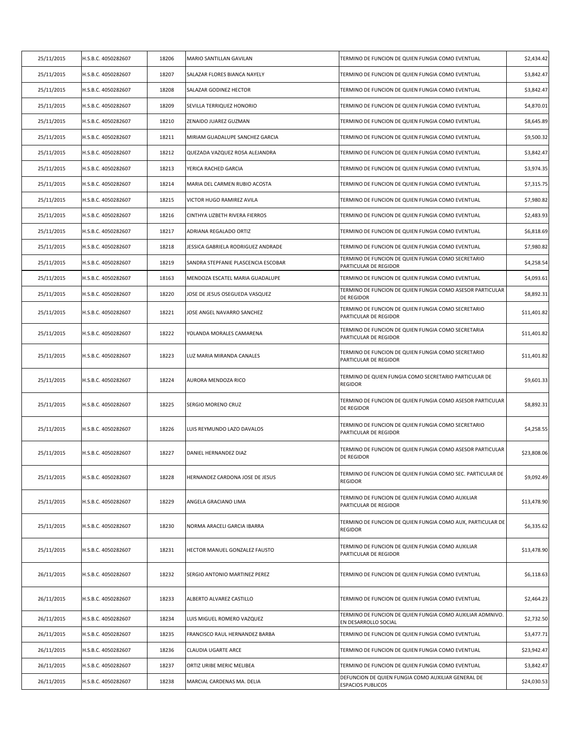| | | | | | |
|---|---|---|---|---|---|
| 25/11/2015 | H.S.B.C. 4050282607 | 18206 | MARIO SANTILLAN GAVILAN | TERMINO DE FUNCION DE QUIEN FUNGIA COMO EVENTUAL | $2,434.42 |
| 25/11/2015 | H.S.B.C. 4050282607 | 18207 | SALAZAR FLORES BIANCA NAYELY | TERMINO DE FUNCION DE QUIEN FUNGIA COMO EVENTUAL | $3,842.47 |
| 25/11/2015 | H.S.B.C. 4050282607 | 18208 | SALAZAR GODINEZ HECTOR | TERMINO DE FUNCION DE QUIEN FUNGIA COMO EVENTUAL | $3,842.47 |
| 25/11/2015 | H.S.B.C. 4050282607 | 18209 | SEVILLA TERRIQUEZ HONORIO | TERMINO DE FUNCION DE QUIEN FUNGIA COMO EVENTUAL | $4,870.01 |
| 25/11/2015 | H.S.B.C. 4050282607 | 18210 | ZENAIDO JUAREZ GUZMAN | TERMINO DE FUNCION DE QUIEN FUNGIA COMO EVENTUAL | $8,645.89 |
| 25/11/2015 | H.S.B.C. 4050282607 | 18211 | MIRIAM GUADALUPE SANCHEZ GARCIA | TERMINO DE FUNCION DE QUIEN FUNGIA COMO EVENTUAL | $9,500.32 |
| 25/11/2015 | H.S.B.C. 4050282607 | 18212 | QUEZADA VAZQUEZ ROSA ALEJANDRA | TERMINO DE FUNCION DE QUIEN FUNGIA COMO EVENTUAL | $3,842.47 |
| 25/11/2015 | H.S.B.C. 4050282607 | 18213 | YERICA RACHED GARCIA | TERMINO DE FUNCION DE QUIEN FUNGIA COMO EVENTUAL | $3,974.35 |
| 25/11/2015 | H.S.B.C. 4050282607 | 18214 | MARIA DEL CARMEN RUBIO ACOSTA | TERMINO DE FUNCION DE QUIEN FUNGIA COMO EVENTUAL | $7,315.75 |
| 25/11/2015 | H.S.B.C. 4050282607 | 18215 | VICTOR HUGO RAMIREZ AVILA | TERMINO DE FUNCION DE QUIEN FUNGIA COMO EVENTUAL | $7,980.82 |
| 25/11/2015 | H.S.B.C. 4050282607 | 18216 | CINTHYA LIZBETH RIVERA FIERROS | TERMINO DE FUNCION DE QUIEN FUNGIA COMO EVENTUAL | $2,483.93 |
| 25/11/2015 | H.S.B.C. 4050282607 | 18217 | ADRIANA REGALADO ORTIZ | TERMINO DE FUNCION DE QUIEN FUNGIA COMO EVENTUAL | $6,818.69 |
| 25/11/2015 | H.S.B.C. 4050282607 | 18218 | JESSICA GABRIELA RODRIGUEZ ANDRADE | TERMINO DE FUNCION DE QUIEN FUNGIA COMO EVENTUAL | $7,980.82 |
| 25/11/2015 | H.S.B.C. 4050282607 | 18219 | SANDRA STEPFANIE PLASCENCIA ESCOBAR | TERMINO DE FUNCION DE QUIEN FUNGIA COMO SECRETARIO PARTICULAR DE REGIDOR | $4,258.54 |
| 25/11/2015 | H.S.B.C. 4050282607 | 18163 | MENDOZA ESCATEL MARIA GUADALUPE | TERMINO DE FUNCION DE QUIEN FUNGIA COMO EVENTUAL | $4,093.61 |
| 25/11/2015 | H.S.B.C. 4050282607 | 18220 | JOSE DE JESUS OSEGUEDA VASQUEZ | TERMINO DE FUNCION DE QUIEN FUNGIA COMO ASESOR PARTICULAR DE REGIDOR | $8,892.31 |
| 25/11/2015 | H.S.B.C. 4050282607 | 18221 | JOSE ANGEL NAVARRO SANCHEZ | TERMINO DE FUNCION DE QUIEN FUNGIA COMO SECRETARIO PARTICULAR DE REGIDOR | $11,401.82 |
| 25/11/2015 | H.S.B.C. 4050282607 | 18222 | YOLANDA MORALES CAMARENA | TERMINO DE FUNCION DE QUIEN FUNGIA COMO SECRETARIA PARTICULAR DE REGIDOR | $11,401.82 |
| 25/11/2015 | H.S.B.C. 4050282607 | 18223 | LUZ MARIA MIRANDA CANALES | TERMINO DE FUNCION DE QUIEN FUNGIA COMO SECRETARIO PARTICULAR DE REGIDOR | $11,401.82 |
| 25/11/2015 | H.S.B.C. 4050282607 | 18224 | AURORA MENDOZA RICO | TERMINO DE QUIEN FUNGIA COMO SECRETARIO PARTICULAR DE REGIDOR | $9,601.33 |
| 25/11/2015 | H.S.B.C. 4050282607 | 18225 | SERGIO MORENO CRUZ | TERMINO DE FUNCION DE QUIEN FUNGIA COMO ASESOR PARTICULAR DE REGIDOR | $8,892.31 |
| 25/11/2015 | H.S.B.C. 4050282607 | 18226 | LUIS REYMUNDO LAZO DAVALOS | TERMINO DE FUNCION DE QUIEN FUNGIA COMO SECRETARIO PARTICULAR DE REGIDOR | $4,258.55 |
| 25/11/2015 | H.S.B.C. 4050282607 | 18227 | DANIEL HERNANDEZ DIAZ | TERMINO DE FUNCION DE QUIEN FUNGIA COMO ASESOR PARTICULAR DE REGIDOR | $23,808.06 |
| 25/11/2015 | H.S.B.C. 4050282607 | 18228 | HERNANDEZ CARDONA JOSE DE JESUS | TERMINO DE FUNCION DE QUIEN FUNGIA COMO SEC. PARTICULAR DE REGIDOR | $9,092.49 |
| 25/11/2015 | H.S.B.C. 4050282607 | 18229 | ANGELA GRACIANO LIMA | TERMINO DE FUNCION DE QUIEN FUNGIA COMO AUXILIAR PARTICULAR DE REGIDOR | $13,478.90 |
| 25/11/2015 | H.S.B.C. 4050282607 | 18230 | NORMA ARACELI GARCIA IBARRA | TERMINO DE FUNCION DE QUIEN FUNGIA COMO AUX, PARTICULAR DE REGIDOR | $6,335.62 |
| 25/11/2015 | H.S.B.C. 4050282607 | 18231 | HECTOR MANUEL GONZALEZ FAUSTO | TERMINO DE FUNCION DE QUIEN FUNGIA COMO AUXILIAR PARTICULAR DE REGIDOR | $13,478.90 |
| 26/11/2015 | H.S.B.C. 4050282607 | 18232 | SERGIO ANTONIO MARTINEZ PEREZ | TERMINO DE FUNCION DE QUIEN FUNGIA COMO EVENTUAL | $6,118.63 |
| 26/11/2015 | H.S.B.C. 4050282607 | 18233 | ALBERTO ALVAREZ CASTILLO | TERMINO DE FUNCION DE QUIEN FUNGIA COMO EVENTUAL | $2,464.23 |
| 26/11/2015 | H.S.B.C. 4050282607 | 18234 | LUIS MIGUEL ROMERO VAZQUEZ | TERMINO DE FUNCION DE QUIEN FUNGIA COMO AUXILIAR ADMNIVO. EN DESARROLLO SOCIAL | $2,732.50 |
| 26/11/2015 | H.S.B.C. 4050282607 | 18235 | FRANCISCO RAUL HERNANDEZ BARBA | TERMINO DE FUNCION DE QUIEN FUNGIA COMO EVENTUAL | $3,477.71 |
| 26/11/2015 | H.S.B.C. 4050282607 | 18236 | CLAUDIA UGARTE ARCE | TERMINO DE FUNCION DE QUIEN FUNGIA COMO EVENTUAL | $23,942.47 |
| 26/11/2015 | H.S.B.C. 4050282607 | 18237 | ORTIZ URIBE MERIC MELIBEA | TERMINO DE FUNCION DE QUIEN FUNGIA COMO EVENTUAL | $3,842.47 |
| 26/11/2015 | H.S.B.C. 4050282607 | 18238 | MARCIAL CARDENAS MA. DELIA | DEFUNCION DE QUIEN FUNGIA COMO AUXILIAR GENERAL DE ESPACIOS PUBLICOS | $24,030.53 |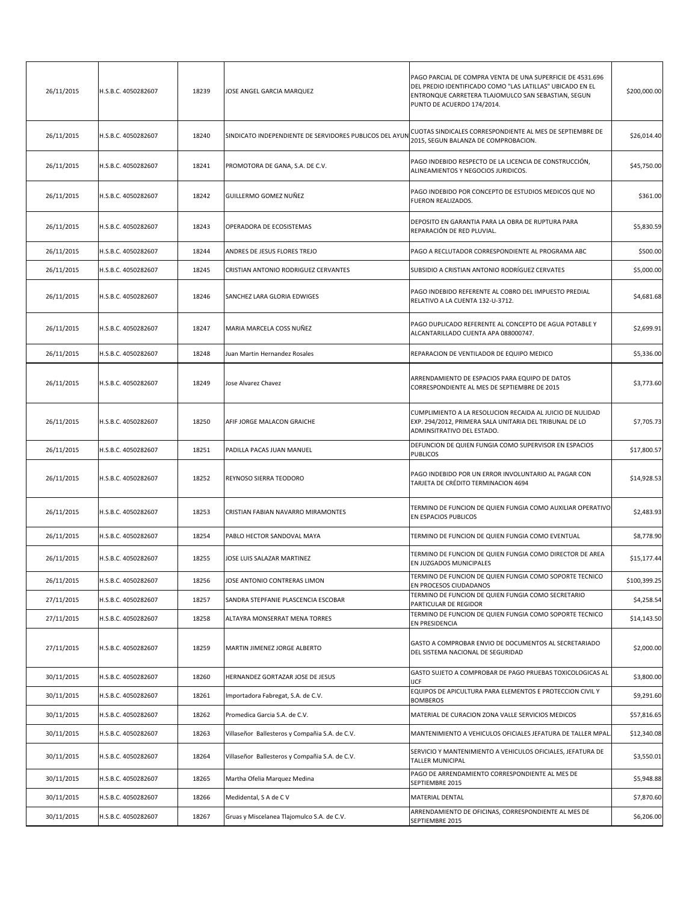| | | | | | |
|---|---|---|---|---|---|
| 26/11/2015 | H.S.B.C. 4050282607 | 18239 | JOSE ANGEL GARCIA MARQUEZ | PAGO PARCIAL DE COMPRA VENTA DE UNA SUPERFICIE DE 4531.696 DEL PREDIO IDENTIFICADO COMO "LAS LATILLAS" UBICADO EN EL ENTRONQUE CARRETERA TLAJOMULCO SAN SEBASTIAN, SEGUN PUNTO DE ACUERDO 174/2014. | $200,000.00 |
| 26/11/2015 | H.S.B.C. 4050282607 | 18240 | SINDICATO INDEPENDIENTE DE SERVIDORES PUBLICOS DEL AYUN | CUOTAS SINDICALES CORRESPONDIENTE AL MES DE SEPTIEMBRE DE 2015, SEGUN BALANZA DE COMPROBACION. | $26,014.40 |
| 26/11/2015 | H.S.B.C. 4050282607 | 18241 | PROMOTORA DE GANA, S.A. DE C.V. | PAGO INDEBIDO RESPECTO DE LA LICENCIA DE CONSTRUCCIÓN, ALINEAMIENTOS Y NEGOCIOS JURIDICOS. | $45,750.00 |
| 26/11/2015 | H.S.B.C. 4050282607 | 18242 | GUILLERMO GOMEZ NUÑEZ | PAGO INDEBIDO POR CONCEPTO DE ESTUDIOS MEDICOS QUE NO FUERON REALIZADOS. | $361.00 |
| 26/11/2015 | H.S.B.C. 4050282607 | 18243 | OPERADORA DE ECOSISTEMAS | DEPOSITO EN GARANTIA PARA LA OBRA DE RUPTURA PARA REPARACIÓN DE RED PLUVIAL. | $5,830.59 |
| 26/11/2015 | H.S.B.C. 4050282607 | 18244 | ANDRES DE JESUS FLORES TREJO | PAGO A RECLUTADOR CORRESPONDIENTE AL PROGRAMA ABC | $500.00 |
| 26/11/2015 | H.S.B.C. 4050282607 | 18245 | CRISTIAN ANTONIO RODRIGUEZ CERVANTES | SUBSIDIO A CRISTIAN ANTONIO RODRÍGUEZ CERVATES | $5,000.00 |
| 26/11/2015 | H.S.B.C. 4050282607 | 18246 | SANCHEZ LARA GLORIA EDWIGES | PAGO INDEBIDO REFERENTE AL COBRO DEL IMPUESTO PREDIAL RELATIVO A LA CUENTA 132-U-3712. | $4,681.68 |
| 26/11/2015 | H.S.B.C. 4050282607 | 18247 | MARIA MARCELA COSS NUÑEZ | PAGO DUPLICADO REFERENTE AL CONCEPTO DE AGUA POTABLE Y ALCANTARILLADO CUENTA APA 088000747. | $2,699.91 |
| 26/11/2015 | H.S.B.C. 4050282607 | 18248 | Juan Martin Hernandez Rosales | REPARACION DE VENTILADOR DE EQUIPO MEDICO | $5,336.00 |
| 26/11/2015 | H.S.B.C. 4050282607 | 18249 | Jose Alvarez Chavez | ARRENDAMIENTO DE ESPACIOS PARA EQUIPO DE DATOS CORRESPONDIENTE AL MES DE SEPTIEMBRE DE 2015 | $3,773.60 |
| 26/11/2015 | H.S.B.C. 4050282607 | 18250 | AFIF JORGE MALACON GRAICHE | CUMPLIMIENTO A LA RESOLUCION RECAIDA AL JUICIO DE NULIDAD EXP. 294/2012, PRIMERA SALA UNITARIA DEL TRIBUNAL DE LO ADMINSITRATIVO DEL ESTADO. | $7,705.73 |
| 26/11/2015 | H.S.B.C. 4050282607 | 18251 | PADILLA PACAS JUAN MANUEL | DEFUNCION DE QUIEN FUNGIA COMO SUPERVISOR EN ESPACIOS PUBLICOS | $17,800.57 |
| 26/11/2015 | H.S.B.C. 4050282607 | 18252 | REYNOSO SIERRA TEODORO | PAGO INDEBIDO POR UN ERROR INVOLUNTARIO AL PAGAR CON TARJETA DE CRÉDITO TERMINACION 4694 | $14,928.53 |
| 26/11/2015 | H.S.B.C. 4050282607 | 18253 | CRISTIAN FABIAN NAVARRO MIRAMONTES | TERMINO DE FUNCION DE QUIEN FUNGIA COMO AUXILIAR OPERATIVO EN ESPACIOS PUBLICOS | $2,483.93 |
| 26/11/2015 | H.S.B.C. 4050282607 | 18254 | PABLO HECTOR SANDOVAL MAYA | TERMINO DE FUNCION DE QUIEN FUNGIA COMO EVENTUAL | $8,778.90 |
| 26/11/2015 | H.S.B.C. 4050282607 | 18255 | JOSE LUIS SALAZAR MARTINEZ | TERMINO DE FUNCION DE QUIEN FUNGIA COMO DIRECTOR DE AREA EN JUZGADOS MUNICIPALES | $15,177.44 |
| 26/11/2015 | H.S.B.C. 4050282607 | 18256 | JOSE ANTONIO CONTRERAS LIMON | TERMINO DE FUNCION DE QUIEN FUNGIA COMO SOPORTE TECNICO EN PROCESOS CIUDADANOS | $100,399.25 |
| 27/11/2015 | H.S.B.C. 4050282607 | 18257 | SANDRA STEPFANIE PLASCENCIA ESCOBAR | TERMINO DE FUNCION DE QUIEN FUNGIA COMO SECRETARIO PARTICULAR DE REGIDOR | $4,258.54 |
| 27/11/2015 | H.S.B.C. 4050282607 | 18258 | ALTAYRA MONSERRAT MENA TORRES | TERMINO DE FUNCION DE QUIEN FUNGIA COMO SOPORTE TECNICO EN PRESIDENCIA | $14,143.50 |
| 27/11/2015 | H.S.B.C. 4050282607 | 18259 | MARTIN JIMENEZ JORGE ALBERTO | GASTO A COMPROBAR ENVIO DE DOCUMENTOS AL SECRETARIADO DEL SISTEMA NACIONAL DE SEGURIDAD | $2,000.00 |
| 30/11/2015 | H.S.B.C. 4050282607 | 18260 | HERNANDEZ GORTAZAR JOSE DE JESUS | GASTO SUJETO A COMPROBAR DE PAGO PRUEBAS TOXICOLOGICAS AL IJCF | $3,800.00 |
| 30/11/2015 | H.S.B.C. 4050282607 | 18261 | Importadora Fabregat, S.A. de C.V. | EQUIPOS DE APICULTURA PARA ELEMENTOS E PROTECCION CIVIL Y BOMBEROS | $9,291.60 |
| 30/11/2015 | H.S.B.C. 4050282607 | 18262 | Promedica Garcia S.A. de C.V. | MATERIAL DE CURACION ZONA VALLE SERVICIOS MEDICOS | $57,816.65 |
| 30/11/2015 | H.S.B.C. 4050282607 | 18263 | Villaseñor Ballesteros y Compañia S.A. de C.V. | MANTENIMIENTO A VEHICULOS OFICIALES JEFATURA DE TALLER MPAL. | $12,340.08 |
| 30/11/2015 | H.S.B.C. 4050282607 | 18264 | Villaseñor Ballesteros y Compañia S.A. de C.V. | SERVICIO Y MANTENIMIENTO A VEHICULOS OFICIALES, JEFATURA DE TALLER MUNICIPAL | $3,550.01 |
| 30/11/2015 | H.S.B.C. 4050282607 | 18265 | Martha Ofelia Marquez Medina | PAGO DE ARRENDAMIENTO CORRESPONDIENTE AL MES DE SEPTIEMBRE 2015 | $5,948.88 |
| 30/11/2015 | H.S.B.C. 4050282607 | 18266 | Medidental, S A de C V | MATERIAL DENTAL | $7,870.60 |
| 30/11/2015 | H.S.B.C. 4050282607 | 18267 | Gruas y Miscelanea Tlajomulco S.A. de C.V. | ARRENDAMIENTO DE OFICINAS, CORRESPONDIENTE AL MES DE SEPTIEMBRE 2015 | $6,206.00 |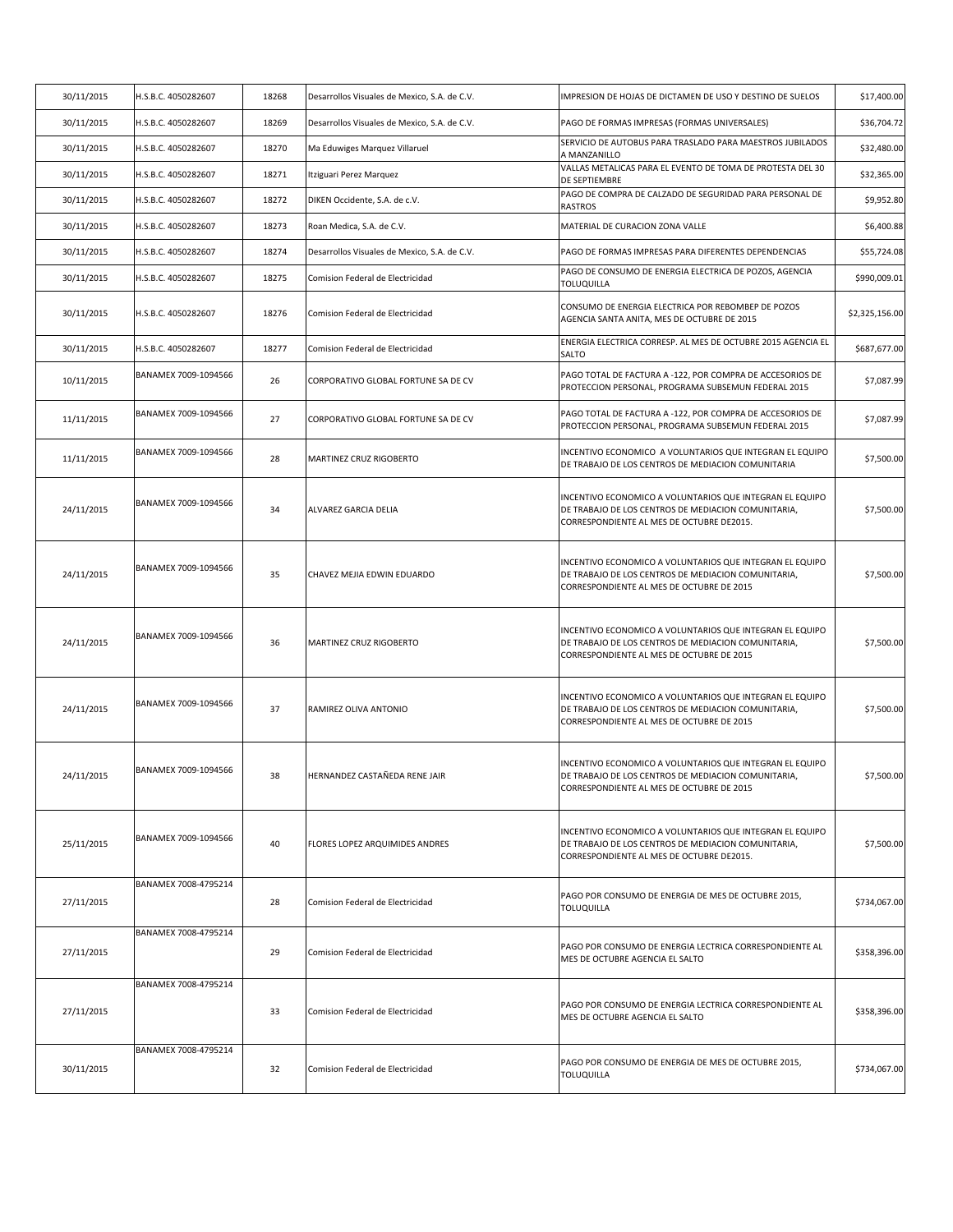| | | | | | |
|---|---|---|---|---|---|
| 30/11/2015 | H.S.B.C. 4050282607 | 18268 | Desarrollos Visuales de Mexico, S.A. de C.V. | IMPRESION DE HOJAS DE DICTAMEN DE USO Y DESTINO DE SUELOS | $17,400.00 |
| 30/11/2015 | H.S.B.C. 4050282607 | 18269 | Desarrollos Visuales de Mexico, S.A. de C.V. | PAGO DE FORMAS IMPRESAS (FORMAS UNIVERSALES) | $36,704.72 |
| 30/11/2015 | H.S.B.C. 4050282607 | 18270 | Ma Eduwiges Marquez Villaruel | SERVICIO DE AUTOBUS PARA TRASLADO PARA MAESTROS JUBILADOS A MANZANILLO | $32,480.00 |
| 30/11/2015 | H.S.B.C. 4050282607 | 18271 | Itziguari Perez Marquez | VALLAS METALICAS PARA EL EVENTO DE TOMA DE PROTESTA DEL 30 DE SEPTIEMBRE | $32,365.00 |
| 30/11/2015 | H.S.B.C. 4050282607 | 18272 | DIKEN Occidente, S.A. de c.V. | PAGO DE COMPRA DE CALZADO DE SEGURIDAD PARA PERSONAL DE RASTROS | $9,952.80 |
| 30/11/2015 | H.S.B.C. 4050282607 | 18273 | Roan Medica, S.A. de C.V. | MATERIAL DE CURACION ZONA VALLE | $6,400.88 |
| 30/11/2015 | H.S.B.C. 4050282607 | 18274 | Desarrollos Visuales de Mexico, S.A. de C.V. | PAGO DE FORMAS IMPRESAS PARA DIFERENTES DEPENDENCIAS | $55,724.08 |
| 30/11/2015 | H.S.B.C. 4050282607 | 18275 | Comision Federal de Electricidad | PAGO DE CONSUMO DE ENERGIA ELECTRICA DE POZOS, AGENCIA TOLUQUILLA | $990,009.01 |
| 30/11/2015 | H.S.B.C. 4050282607 | 18276 | Comision Federal de Electricidad | CONSUMO DE ENERGIA ELECTRICA POR REBOMBEP DE POZOS AGENCIA SANTA ANITA, MES DE OCTUBRE DE 2015 | $2,325,156.00 |
| 30/11/2015 | H.S.B.C. 4050282607 | 18277 | Comision Federal de Electricidad | ENERGIA ELECTRICA CORRESP. AL MES DE OCTUBRE 2015 AGENCIA EL SALTO | $687,677.00 |
| 10/11/2015 | BANAMEX 7009-1094566 | 26 | CORPORATIVO GLOBAL FORTUNE SA DE CV | PAGO TOTAL DE FACTURA A -122, POR COMPRA DE ACCESORIOS DE PROTECCION PERSONAL, PROGRAMA SUBSEMUN FEDERAL 2015 | $7,087.99 |
| 11/11/2015 | BANAMEX 7009-1094566 | 27 | CORPORATIVO GLOBAL FORTUNE SA DE CV | PAGO TOTAL DE FACTURA A -122, POR COMPRA DE ACCESORIOS DE PROTECCION PERSONAL, PROGRAMA SUBSEMUN FEDERAL 2015 | $7,087.99 |
| 11/11/2015 | BANAMEX 7009-1094566 | 28 | MARTINEZ CRUZ RIGOBERTO | INCENTIVO ECONOMICO A VOLUNTARIOS QUE INTEGRAN EL EQUIPO DE TRABAJO DE LOS CENTROS DE MEDIACION COMUNITARIA | $7,500.00 |
| 24/11/2015 | BANAMEX 7009-1094566 | 34 | ALVAREZ GARCIA DELIA | INCENTIVO ECONOMICO A VOLUNTARIOS QUE INTEGRAN EL EQUIPO DE TRABAJO DE LOS CENTROS DE MEDIACION COMUNITARIA, CORRESPONDIENTE AL MES DE OCTUBRE DE2015. | $7,500.00 |
| 24/11/2015 | BANAMEX 7009-1094566 | 35 | CHAVEZ MEJIA EDWIN EDUARDO | INCENTIVO ECONOMICO A VOLUNTARIOS QUE INTEGRAN EL EQUIPO DE TRABAJO DE LOS CENTROS DE MEDIACION COMUNITARIA, CORRESPONDIENTE AL MES DE OCTUBRE DE 2015 | $7,500.00 |
| 24/11/2015 | BANAMEX 7009-1094566 | 36 | MARTINEZ CRUZ RIGOBERTO | INCENTIVO ECONOMICO A VOLUNTARIOS QUE INTEGRAN EL EQUIPO DE TRABAJO DE LOS CENTROS DE MEDIACION COMUNITARIA, CORRESPONDIENTE AL MES DE OCTUBRE DE 2015 | $7,500.00 |
| 24/11/2015 | BANAMEX 7009-1094566 | 37 | RAMIREZ OLIVA ANTONIO | INCENTIVO ECONOMICO A VOLUNTARIOS QUE INTEGRAN EL EQUIPO DE TRABAJO DE LOS CENTROS DE MEDIACION COMUNITARIA, CORRESPONDIENTE AL MES DE OCTUBRE DE 2015 | $7,500.00 |
| 24/11/2015 | BANAMEX 7009-1094566 | 38 | HERNANDEZ CASTAÑEDA RENE JAIR | INCENTIVO ECONOMICO A VOLUNTARIOS QUE INTEGRAN EL EQUIPO DE TRABAJO DE LOS CENTROS DE MEDIACION COMUNITARIA, CORRESPONDIENTE AL MES DE OCTUBRE DE 2015 | $7,500.00 |
| 25/11/2015 | BANAMEX 7009-1094566 | 40 | FLORES LOPEZ ARQUIMIDES ANDRES | INCENTIVO ECONOMICO A VOLUNTARIOS QUE INTEGRAN EL EQUIPO DE TRABAJO DE LOS CENTROS DE MEDIACION COMUNITARIA, CORRESPONDIENTE AL MES DE OCTUBRE DE2015. | $7,500.00 |
| 27/11/2015 | BANAMEX 7008-4795214 | 28 | Comision Federal de Electricidad | PAGO POR CONSUMO DE ENERGIA DE MES DE OCTUBRE 2015, TOLUQUILLA | $734,067.00 |
| 27/11/2015 | BANAMEX 7008-4795214 | 29 | Comision Federal de Electricidad | PAGO POR CONSUMO DE ENERGIA LECTRICA CORRESPONDIENTE AL MES DE OCTUBRE AGENCIA EL SALTO | $358,396.00 |
| 27/11/2015 | BANAMEX 7008-4795214 | 33 | Comision Federal de Electricidad | PAGO POR CONSUMO DE ENERGIA LECTRICA CORRESPONDIENTE AL MES DE OCTUBRE AGENCIA EL SALTO | $358,396.00 |
| 30/11/2015 | BANAMEX 7008-4795214 | 32 | Comision Federal de Electricidad | PAGO POR CONSUMO DE ENERGIA DE MES DE OCTUBRE 2015, TOLUQUILLA | $734,067.00 |